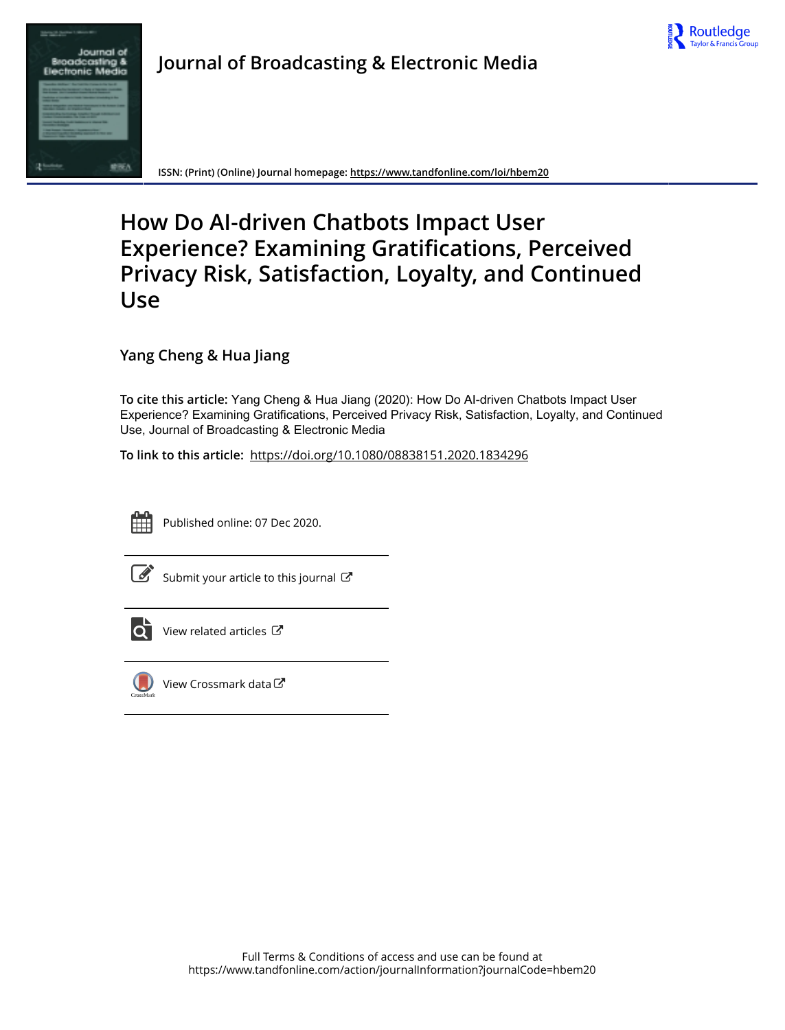# Journal of Broadcasting & Electronic Media

ISSN: (Print) (Online) Journal homepage: https://www.tandfonline.com/loi/hbem20

# How Do AI-driven Chatbots Impact User Experience? Examining Gratifications, Perceived Privacy Risk, Satisfaction, Loyalty, and Continued Use

## Yang Cheng & Hua Jiang

**To cite this article:** Yang Cheng & Hua Jiang (2020): How Do AI-driven Chatbots Impact User Experience? Examining Gratifications, Perceived Privacy Risk, Satisfaction, Loyalty, and Continued Use, Journal of Broadcasting & Electronic Media

**To link to this article:** https://doi.org/10.1080/08838151.2020.1834296

Published online: 07 Dec 2020.

Submit your article to this journal

View related articles

View Crossmark data

Full Terms & Conditions of access and use can be found at
https://www.tandfonline.com/action/journalInformation?journalCode=hbem20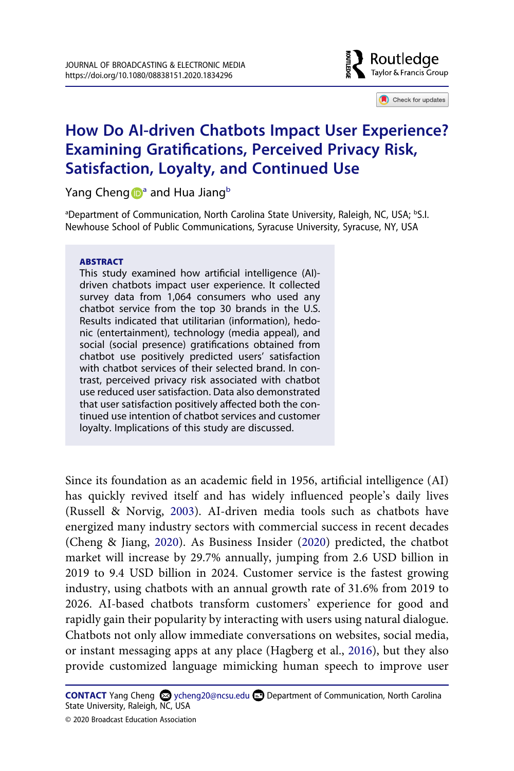# How Do AI-driven Chatbots Impact User Experience? Examining Gratifications, Perceived Privacy Risk, Satisfaction, Loyalty, and Continued Use

Yang Cheng[a] and Hua Jiang[b]

[a]Department of Communication, North Carolina State University, Raleigh, NC, USA; [b]S.I. Newhouse School of Public Communications, Syracuse University, Syracuse, NY, USA

**ABSTRACT**

This study examined how artificial intelligence (AI)-driven chatbots impact user experience. It collected survey data from 1,064 consumers who used any chatbot service from the top 30 brands in the U.S. Results indicated that utilitarian (information), hedonic (entertainment), technology (media appeal), and social (social presence) gratifications obtained from chatbot use positively predicted users' satisfaction with chatbot services of their selected brand. In contrast, perceived privacy risk associated with chatbot use reduced user satisfaction. Data also demonstrated that user satisfaction positively affected both the continued use intention of chatbot services and customer loyalty. Implications of this study are discussed.

Since its foundation as an academic field in 1956, artificial intelligence (AI) has quickly revived itself and has widely influenced people's daily lives (Russell & Norvig, 2003). AI-driven media tools such as chatbots have energized many industry sectors with commercial success in recent decades (Cheng & Jiang, 2020). As Business Insider (2020) predicted, the chatbot market will increase by 29.7% annually, jumping from 2.6 USD billion in 2019 to 9.4 USD billion in 2024. Customer service is the fastest growing industry, using chatbots with an annual growth rate of 31.6% from 2019 to 2026. AI-based chatbots transform customers' experience for good and rapidly gain their popularity by interacting with users using natural dialogue. Chatbots not only allow immediate conversations on websites, social media, or instant messaging apps at any place (Hagberg et al., 2016), but they also provide customized language mimicking human speech to improve user

**CONTACT** Yang Cheng ycheng20@ncsu.edu Department of Communication, North Carolina State University, Raleigh, NC, USA

© 2020 Broadcast Education Association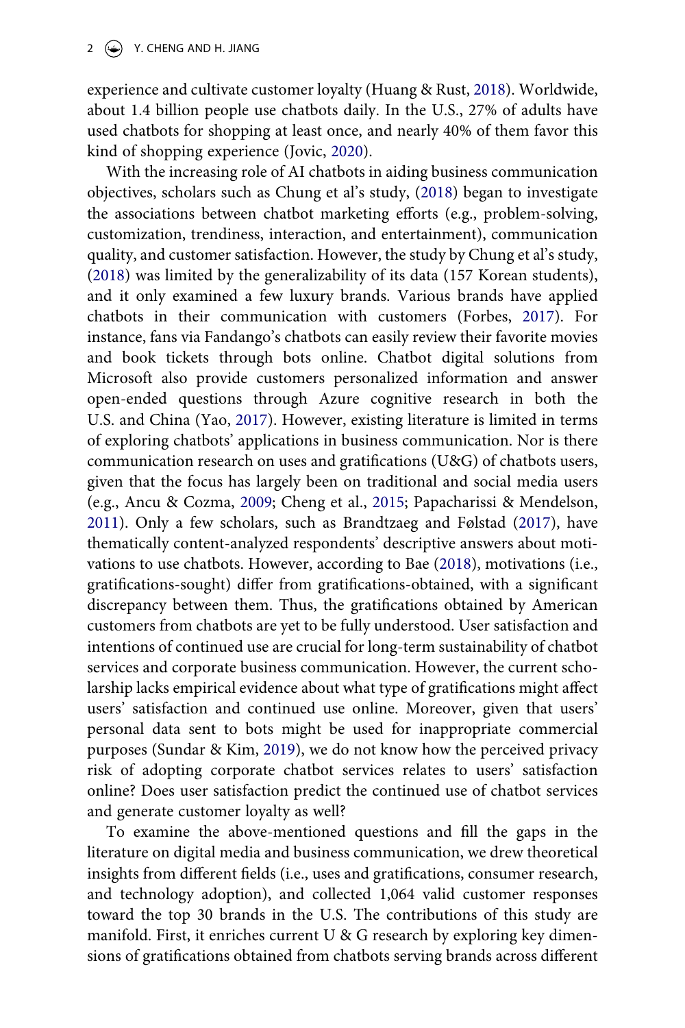experience and cultivate customer loyalty (Huang & Rust, 2018). Worldwide, about 1.4 billion people use chatbots daily. In the U.S., 27% of adults have used chatbots for shopping at least once, and nearly 40% of them favor this kind of shopping experience (Jovic, 2020).

With the increasing role of AI chatbots in aiding business communication objectives, scholars such as Chung et al's study, (2018) began to investigate the associations between chatbot marketing efforts (e.g., problem-solving, customization, trendiness, interaction, and entertainment), communication quality, and customer satisfaction. However, the study by Chung et al's study, (2018) was limited by the generalizability of its data (157 Korean students), and it only examined a few luxury brands. Various brands have applied chatbots in their communication with customers (Forbes, 2017). For instance, fans via Fandango's chatbots can easily review their favorite movies and book tickets through bots online. Chatbot digital solutions from Microsoft also provide customers personalized information and answer open-ended questions through Azure cognitive research in both the U.S. and China (Yao, 2017). However, existing literature is limited in terms of exploring chatbots' applications in business communication. Nor is there communication research on uses and gratifications (U&G) of chatbots users, given that the focus has largely been on traditional and social media users (e.g., Ancu & Cozma, 2009; Cheng et al., 2015; Papacharissi & Mendelson, 2011). Only a few scholars, such as Brandtzaeg and Følstad (2017), have thematically content-analyzed respondents' descriptive answers about motivations to use chatbots. However, according to Bae (2018), motivations (i.e., gratifications-sought) differ from gratifications-obtained, with a significant discrepancy between them. Thus, the gratifications obtained by American customers from chatbots are yet to be fully understood. User satisfaction and intentions of continued use are crucial for long-term sustainability of chatbot services and corporate business communication. However, the current scholarship lacks empirical evidence about what type of gratifications might affect users' satisfaction and continued use online. Moreover, given that users' personal data sent to bots might be used for inappropriate commercial purposes (Sundar & Kim, 2019), we do not know how the perceived privacy risk of adopting corporate chatbot services relates to users' satisfaction online? Does user satisfaction predict the continued use of chatbot services and generate customer loyalty as well?

To examine the above-mentioned questions and fill the gaps in the literature on digital media and business communication, we drew theoretical insights from different fields (i.e., uses and gratifications, consumer research, and technology adoption), and collected 1,064 valid customer responses toward the top 30 brands in the U.S. The contributions of this study are manifold. First, it enriches current U & G research by exploring key dimensions of gratifications obtained from chatbots serving brands across different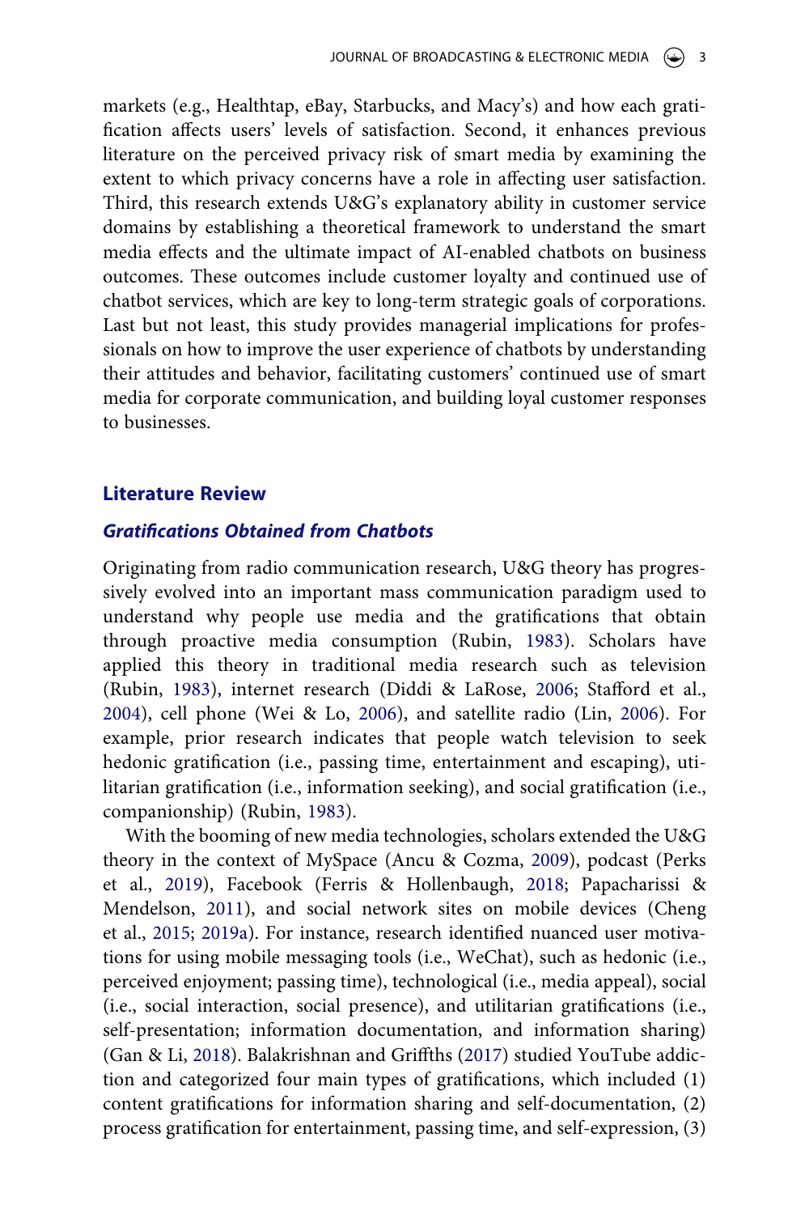markets (e.g., Healthtap, eBay, Starbucks, and Macy's) and how each gratification affects users' levels of satisfaction. Second, it enhances previous literature on the perceived privacy risk of smart media by examining the extent to which privacy concerns have a role in affecting user satisfaction. Third, this research extends U&G's explanatory ability in customer service domains by establishing a theoretical framework to understand the smart media effects and the ultimate impact of AI-enabled chatbots on business outcomes. These outcomes include customer loyalty and continued use of chatbot services, which are key to long-term strategic goals of corporations. Last but not least, this study provides managerial implications for professionals on how to improve the user experience of chatbots by understanding their attitudes and behavior, facilitating customers' continued use of smart media for corporate communication, and building loyal customer responses to businesses.

## Literature Review

### *Gratifications Obtained from Chatbots*

Originating from radio communication research, U&G theory has progressively evolved into an important mass communication paradigm used to understand why people use media and the gratifications that obtain through proactive media consumption (Rubin, 1983). Scholars have applied this theory in traditional media research such as television (Rubin, 1983), internet research (Diddi & LaRose, 2006; Stafford et al., 2004), cell phone (Wei & Lo, 2006), and satellite radio (Lin, 2006). For example, prior research indicates that people watch television to seek hedonic gratification (i.e., passing time, entertainment and escaping), utilitarian gratification (i.e., information seeking), and social gratification (i.e., companionship) (Rubin, 1983).

With the booming of new media technologies, scholars extended the U&G theory in the context of MySpace (Ancu & Cozma, 2009), podcast (Perks et al., 2019), Facebook (Ferris & Hollenbaugh, 2018; Papacharissi & Mendelson, 2011), and social network sites on mobile devices (Cheng et al., 2015; 2019a). For instance, research identified nuanced user motivations for using mobile messaging tools (i.e., WeChat), such as hedonic (i.e., perceived enjoyment; passing time), technological (i.e., media appeal), social (i.e., social interaction, social presence), and utilitarian gratifications (i.e., self-presentation; information documentation, and information sharing) (Gan & Li, 2018). Balakrishnan and Griffths (2017) studied YouTube addiction and categorized four main types of gratifications, which included (1) content gratifications for information sharing and self-documentation, (2) process gratification for entertainment, passing time, and self-expression, (3)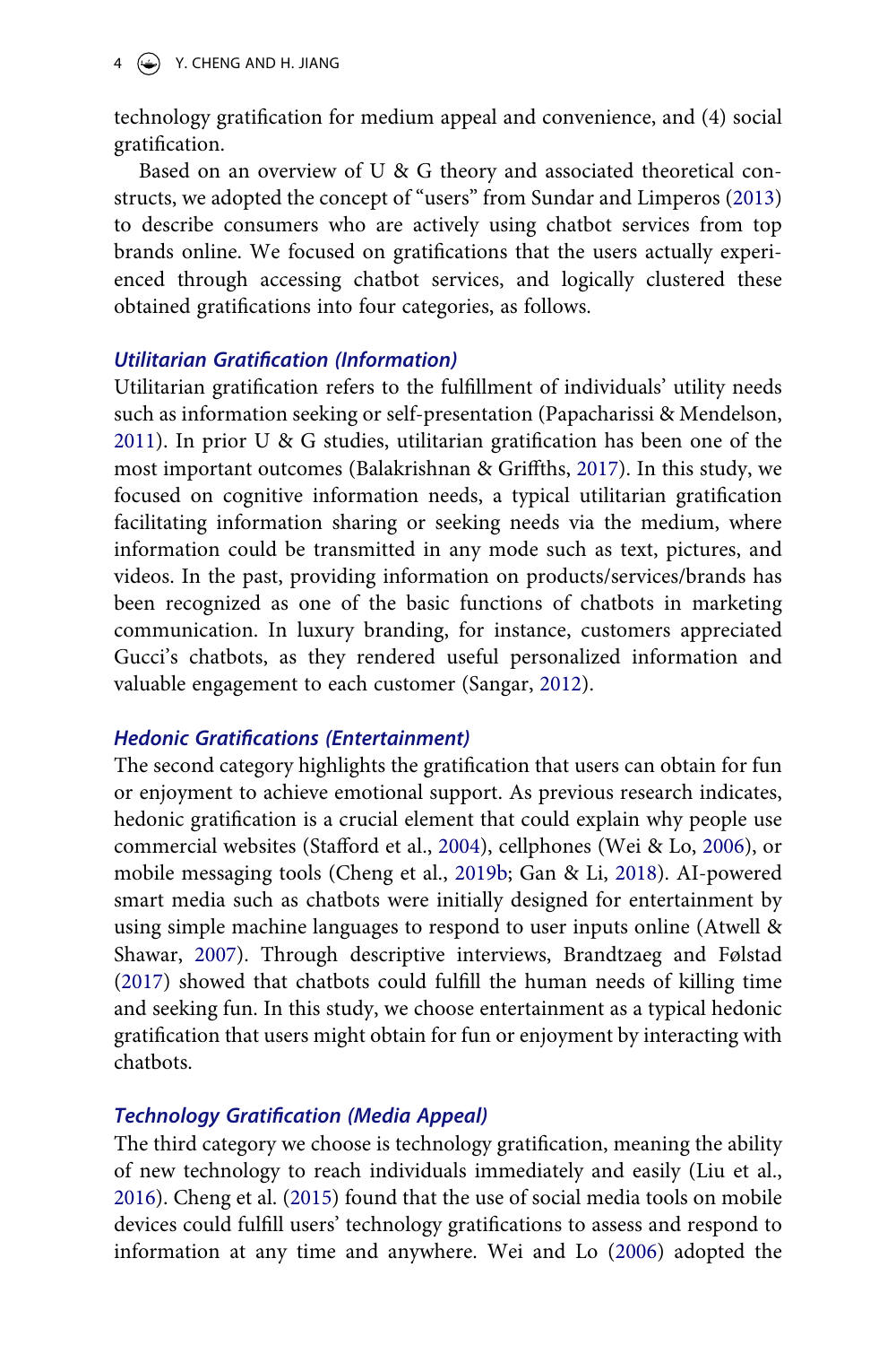technology gratification for medium appeal and convenience, and (4) social gratification.

Based on an overview of U & G theory and associated theoretical constructs, we adopted the concept of "users" from Sundar and Limperos (2013) to describe consumers who are actively using chatbot services from top brands online. We focused on gratifications that the users actually experienced through accessing chatbot services, and logically clustered these obtained gratifications into four categories, as follows.

### *Utilitarian Gratification (Information)*

Utilitarian gratification refers to the fulfillment of individuals' utility needs such as information seeking or self-presentation (Papacharissi & Mendelson, 2011). In prior U & G studies, utilitarian gratification has been one of the most important outcomes (Balakrishnan & Griffths, 2017). In this study, we focused on cognitive information needs, a typical utilitarian gratification facilitating information sharing or seeking needs via the medium, where information could be transmitted in any mode such as text, pictures, and videos. In the past, providing information on products/services/brands has been recognized as one of the basic functions of chatbots in marketing communication. In luxury branding, for instance, customers appreciated Gucci's chatbots, as they rendered useful personalized information and valuable engagement to each customer (Sangar, 2012).

### *Hedonic Gratifications (Entertainment)*

The second category highlights the gratification that users can obtain for fun or enjoyment to achieve emotional support. As previous research indicates, hedonic gratification is a crucial element that could explain why people use commercial websites (Stafford et al., 2004), cellphones (Wei & Lo, 2006), or mobile messaging tools (Cheng et al., 2019b; Gan & Li, 2018). AI-powered smart media such as chatbots were initially designed for entertainment by using simple machine languages to respond to user inputs online (Atwell & Shawar, 2007). Through descriptive interviews, Brandtzaeg and Følstad (2017) showed that chatbots could fulfill the human needs of killing time and seeking fun. In this study, we choose entertainment as a typical hedonic gratification that users might obtain for fun or enjoyment by interacting with chatbots.

### *Technology Gratification (Media Appeal)*

The third category we choose is technology gratification, meaning the ability of new technology to reach individuals immediately and easily (Liu et al., 2016). Cheng et al. (2015) found that the use of social media tools on mobile devices could fulfill users' technology gratifications to assess and respond to information at any time and anywhere. Wei and Lo (2006) adopted the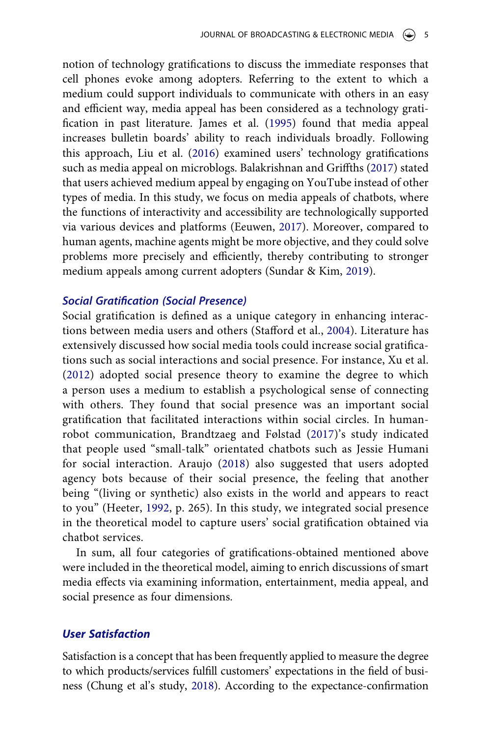notion of technology gratifications to discuss the immediate responses that cell phones evoke among adopters. Referring to the extent to which a medium could support individuals to communicate with others in an easy and efficient way, media appeal has been considered as a technology gratification in past literature. James et al. (1995) found that media appeal increases bulletin boards' ability to reach individuals broadly. Following this approach, Liu et al. (2016) examined users' technology gratifications such as media appeal on microblogs. Balakrishnan and Griffths (2017) stated that users achieved medium appeal by engaging on YouTube instead of other types of media. In this study, we focus on media appeals of chatbots, where the functions of interactivity and accessibility are technologically supported via various devices and platforms (Eeuwen, 2017). Moreover, compared to human agents, machine agents might be more objective, and they could solve problems more precisely and efficiently, thereby contributing to stronger medium appeals among current adopters (Sundar & Kim, 2019).

### *Social Gratification (Social Presence)*

Social gratification is defined as a unique category in enhancing interactions between media users and others (Stafford et al., 2004). Literature has extensively discussed how social media tools could increase social gratifications such as social interactions and social presence. For instance, Xu et al. (2012) adopted social presence theory to examine the degree to which a person uses a medium to establish a psychological sense of connecting with others. They found that social presence was an important social gratification that facilitated interactions within social circles. In human-robot communication, Brandtzaeg and Følstad (2017)'s study indicated that people used "small-talk" orientated chatbots such as Jessie Humani for social interaction. Araujo (2018) also suggested that users adopted agency bots because of their social presence, the feeling that another being "(living or synthetic) also exists in the world and appears to react to you" (Heeter, 1992, p. 265). In this study, we integrated social presence in the theoretical model to capture users' social gratification obtained via chatbot services.

In sum, all four categories of gratifications-obtained mentioned above were included in the theoretical model, aiming to enrich discussions of smart media effects via examining information, entertainment, media appeal, and social presence as four dimensions.

## *User Satisfaction*

Satisfaction is a concept that has been frequently applied to measure the degree to which products/services fulfill customers' expectations in the field of business (Chung et al's study, 2018). According to the expectance-confirmation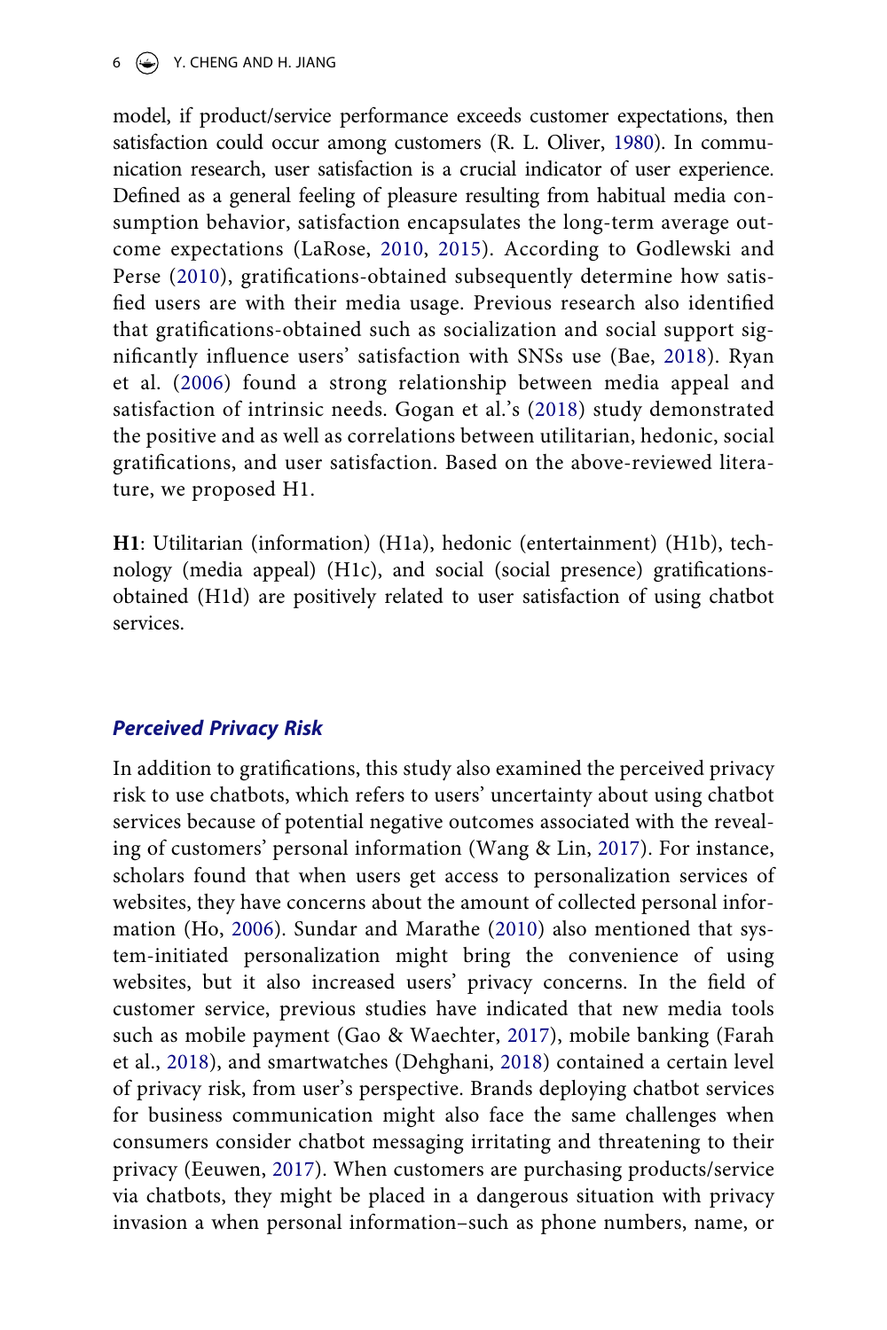model, if product/service performance exceeds customer expectations, then satisfaction could occur among customers (R. L. Oliver, 1980). In communication research, user satisfaction is a crucial indicator of user experience. Defined as a general feeling of pleasure resulting from habitual media consumption behavior, satisfaction encapsulates the long-term average outcome expectations (LaRose, 2010, 2015). According to Godlewski and Perse (2010), gratifications-obtained subsequently determine how satisfied users are with their media usage. Previous research also identified that gratifications-obtained such as socialization and social support significantly influence users' satisfaction with SNSs use (Bae, 2018). Ryan et al. (2006) found a strong relationship between media appeal and satisfaction of intrinsic needs. Gogan et al.'s (2018) study demonstrated the positive and as well as correlations between utilitarian, hedonic, social gratifications, and user satisfaction. Based on the above-reviewed literature, we proposed H1.

**H1**: Utilitarian (information) (H1a), hedonic (entertainment) (H1b), technology (media appeal) (H1c), and social (social presence) gratifications-obtained (H1d) are positively related to user satisfaction of using chatbot services.

## *Perceived Privacy Risk*

In addition to gratifications, this study also examined the perceived privacy risk to use chatbots, which refers to users' uncertainty about using chatbot services because of potential negative outcomes associated with the revealing of customers' personal information (Wang & Lin, 2017). For instance, scholars found that when users get access to personalization services of websites, they have concerns about the amount of collected personal information (Ho, 2006). Sundar and Marathe (2010) also mentioned that system-initiated personalization might bring the convenience of using websites, but it also increased users' privacy concerns. In the field of customer service, previous studies have indicated that new media tools such as mobile payment (Gao & Waechter, 2017), mobile banking (Farah et al., 2018), and smartwatches (Dehghani, 2018) contained a certain level of privacy risk, from user's perspective. Brands deploying chatbot services for business communication might also face the same challenges when consumers consider chatbot messaging irritating and threatening to their privacy (Eeuwen, 2017). When customers are purchasing products/service via chatbots, they might be placed in a dangerous situation with privacy invasion a when personal information–such as phone numbers, name, or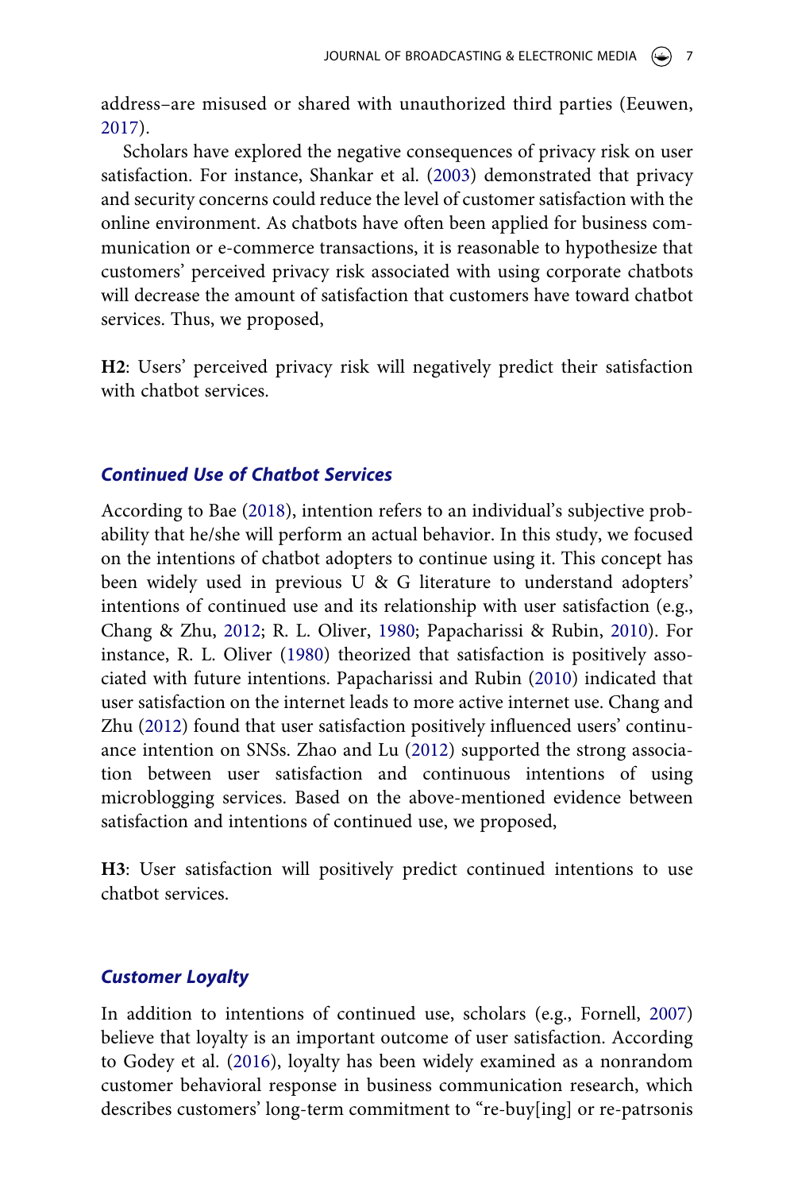address–are misused or shared with unauthorized third parties (Eeuwen, 2017).

Scholars have explored the negative consequences of privacy risk on user satisfaction. For instance, Shankar et al. (2003) demonstrated that privacy and security concerns could reduce the level of customer satisfaction with the online environment. As chatbots have often been applied for business communication or e-commerce transactions, it is reasonable to hypothesize that customers' perceived privacy risk associated with using corporate chatbots will decrease the amount of satisfaction that customers have toward chatbot services. Thus, we proposed,

**H2**: Users' perceived privacy risk will negatively predict their satisfaction with chatbot services.

## *Continued Use of Chatbot Services*

According to Bae (2018), intention refers to an individual's subjective probability that he/she will perform an actual behavior. In this study, we focused on the intentions of chatbot adopters to continue using it. This concept has been widely used in previous U & G literature to understand adopters' intentions of continued use and its relationship with user satisfaction (e.g., Chang & Zhu, 2012; R. L. Oliver, 1980; Papacharissi & Rubin, 2010). For instance, R. L. Oliver (1980) theorized that satisfaction is positively associated with future intentions. Papacharissi and Rubin (2010) indicated that user satisfaction on the internet leads to more active internet use. Chang and Zhu (2012) found that user satisfaction positively influenced users' continuance intention on SNSs. Zhao and Lu (2012) supported the strong association between user satisfaction and continuous intentions of using microblogging services. Based on the above-mentioned evidence between satisfaction and intentions of continued use, we proposed,

**H3**: User satisfaction will positively predict continued intentions to use chatbot services.

## *Customer Loyalty*

In addition to intentions of continued use, scholars (e.g., Fornell, 2007) believe that loyalty is an important outcome of user satisfaction. According to Godey et al. (2016), loyalty has been widely examined as a nonrandom customer behavioral response in business communication research, which describes customers' long-term commitment to "re-buy[ing] or re-patrsonis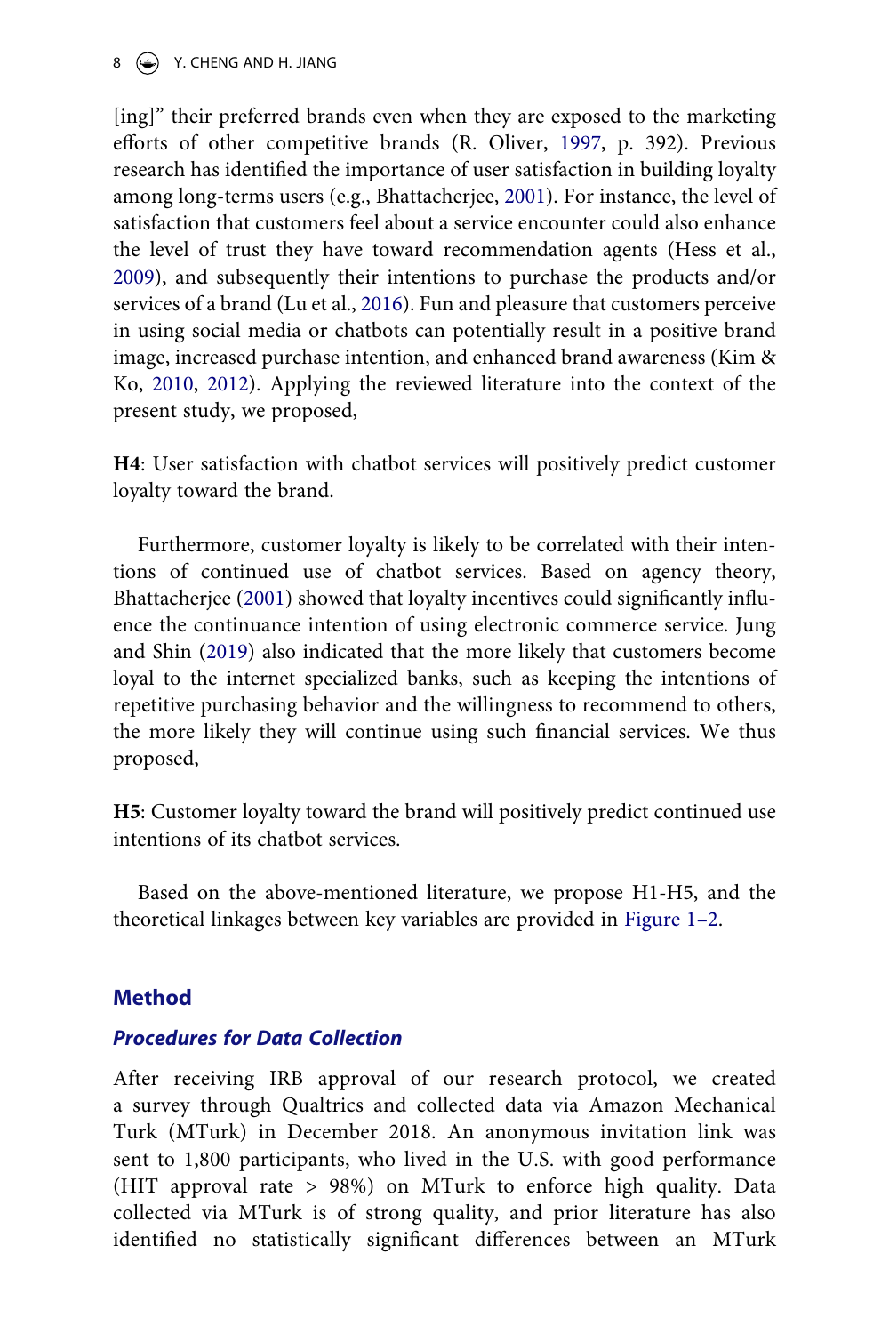[ing]" their preferred brands even when they are exposed to the marketing efforts of other competitive brands (R. Oliver, 1997, p. 392). Previous research has identified the importance of user satisfaction in building loyalty among long-terms users (e.g., Bhattacherjee, 2001). For instance, the level of satisfaction that customers feel about a service encounter could also enhance the level of trust they have toward recommendation agents (Hess et al., 2009), and subsequently their intentions to purchase the products and/or services of a brand (Lu et al., 2016). Fun and pleasure that customers perceive in using social media or chatbots can potentially result in a positive brand image, increased purchase intention, and enhanced brand awareness (Kim & Ko, 2010, 2012). Applying the reviewed literature into the context of the present study, we proposed,

**H4**: User satisfaction with chatbot services will positively predict customer loyalty toward the brand.

Furthermore, customer loyalty is likely to be correlated with their intentions of continued use of chatbot services. Based on agency theory, Bhattacherjee (2001) showed that loyalty incentives could significantly influence the continuance intention of using electronic commerce service. Jung and Shin (2019) also indicated that the more likely that customers become loyal to the internet specialized banks, such as keeping the intentions of repetitive purchasing behavior and the willingness to recommend to others, the more likely they will continue using such financial services. We thus proposed,

**H5**: Customer loyalty toward the brand will positively predict continued use intentions of its chatbot services.

Based on the above-mentioned literature, we propose H1-H5, and the theoretical linkages between key variables are provided in Figure 1–2.

## Method

### Procedures for Data Collection

After receiving IRB approval of our research protocol, we created a survey through Qualtrics and collected data via Amazon Mechanical Turk (MTurk) in December 2018. An anonymous invitation link was sent to 1,800 participants, who lived in the U.S. with good performance (HIT approval rate > 98%) on MTurk to enforce high quality. Data collected via MTurk is of strong quality, and prior literature has also identified no statistically significant differences between an MTurk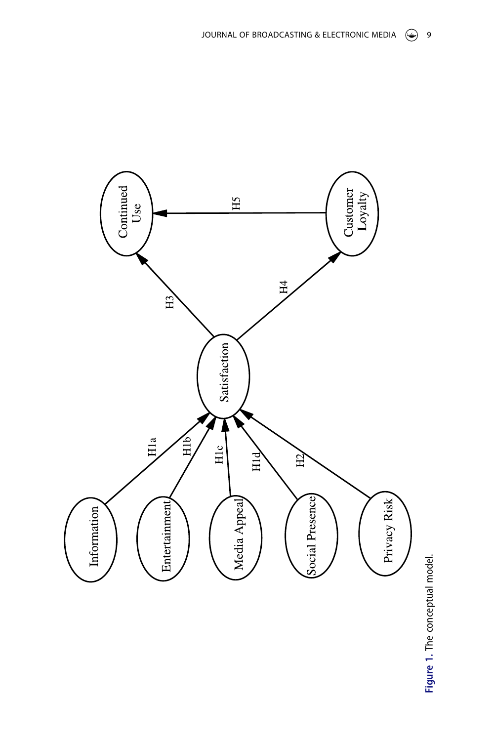Figure 1. The conceptual model.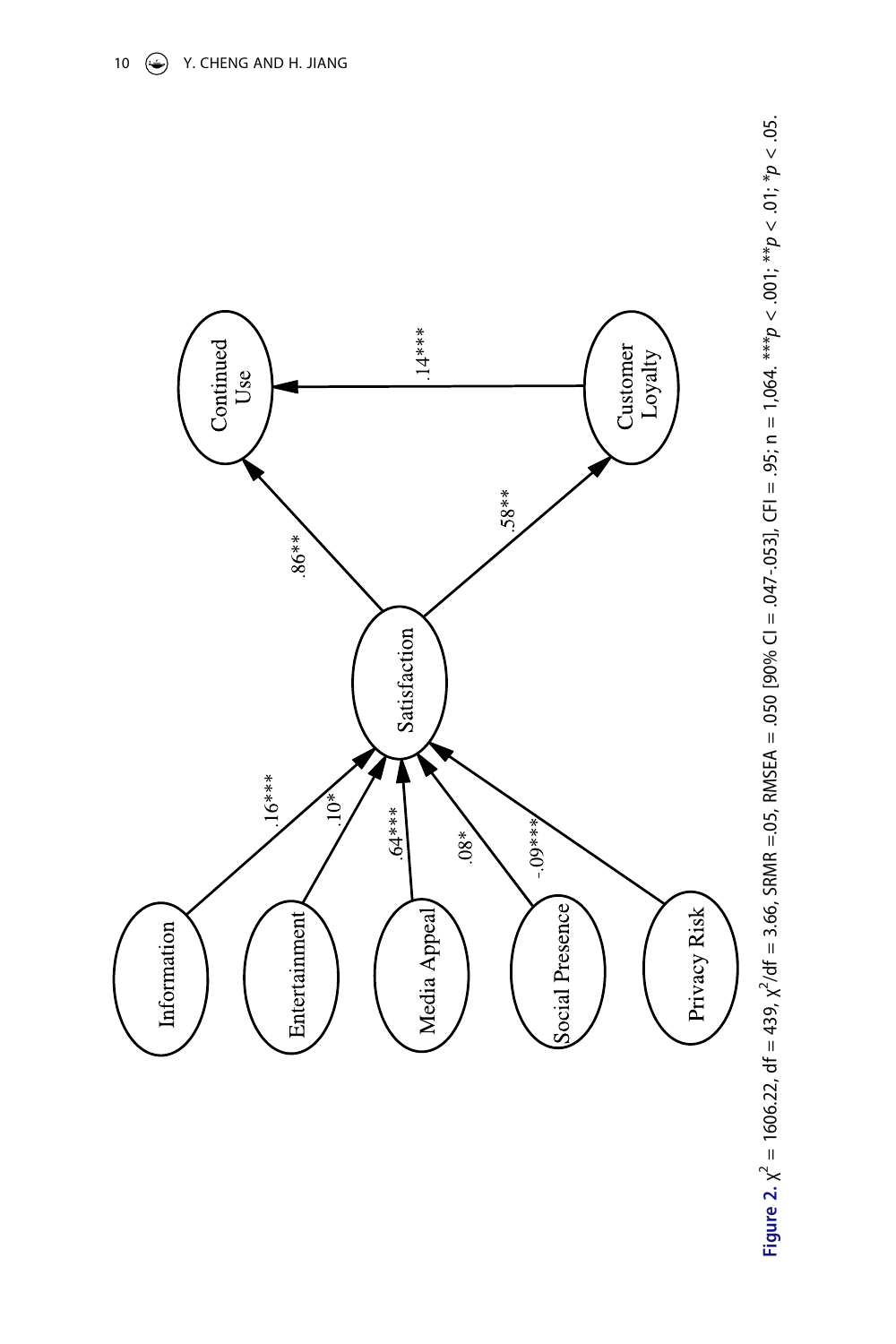**Figure 2.** $\chi^2$ = 1606.22, df = 439, $\chi^2$/df = 3.66, SRMR =.05, RMSEA = .050 [90% CI = .047-.053], CFI = .95; n = 1,064. ***$p$ < .001; **$p$ < .01; *$p$ < .05.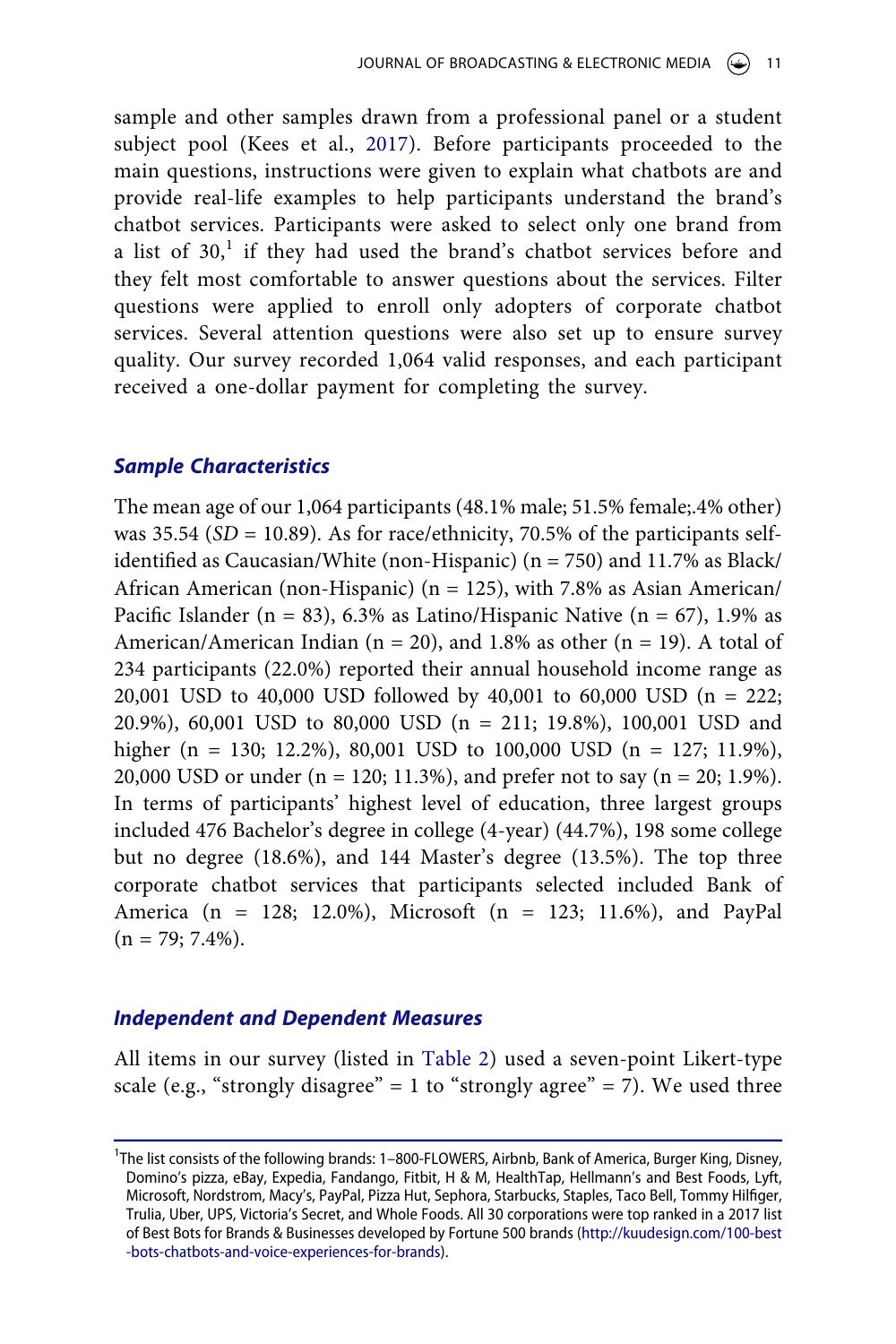sample and other samples drawn from a professional panel or a student subject pool (Kees et al., 2017). Before participants proceeded to the main questions, instructions were given to explain what chatbots are and provide real-life examples to help participants understand the brand's chatbot services. Participants were asked to select only one brand from a list of 30,[1] if they had used the brand's chatbot services before and they felt most comfortable to answer questions about the services. Filter questions were applied to enroll only adopters of corporate chatbot services. Several attention questions were also set up to ensure survey quality. Our survey recorded 1,064 valid responses, and each participant received a one-dollar payment for completing the survey.

### Sample Characteristics

The mean age of our 1,064 participants (48.1% male; 51.5% female;.4% other) was 35.54 (*SD* = 10.89). As for race/ethnicity, 70.5% of the participants self-identified as Caucasian/White (non-Hispanic) (n = 750) and 11.7% as Black/African American (non-Hispanic) (n = 125), with 7.8% as Asian American/Pacific Islander (n = 83), 6.3% as Latino/Hispanic Native (n = 67), 1.9% as American/American Indian (n = 20), and 1.8% as other (n = 19). A total of 234 participants (22.0%) reported their annual household income range as 20,001 USD to 40,000 USD followed by 40,001 to 60,000 USD (n = 222; 20.9%), 60,001 USD to 80,000 USD (n = 211; 19.8%), 100,001 USD and higher (n = 130; 12.2%), 80,001 USD to 100,000 USD (n = 127; 11.9%), 20,000 USD or under (n = 120; 11.3%), and prefer not to say (n = 20; 1.9%). In terms of participants' highest level of education, three largest groups included 476 Bachelor's degree in college (4-year) (44.7%), 198 some college but no degree (18.6%), and 144 Master's degree (13.5%). The top three corporate chatbot services that participants selected included Bank of America (n = 128; 12.0%), Microsoft (n = 123; 11.6%), and PayPal (n = 79; 7.4%).

### Independent and Dependent Measures

All items in our survey (listed in Table 2) used a seven-point Likert-type scale (e.g., "strongly disagree" = 1 to "strongly agree" = 7). We used three

[1]The list consists of the following brands: 1–800-FLOWERS, Airbnb, Bank of America, Burger King, Disney, Domino's pizza, eBay, Expedia, Fandango, Fitbit, H & M, HealthTap, Hellmann's and Best Foods, Lyft, Microsoft, Nordstrom, Macy's, PayPal, Pizza Hut, Sephora, Starbucks, Staples, Taco Bell, Tommy Hilfiger, Trulia, Uber, UPS, Victoria's Secret, and Whole Foods. All 30 corporations were top ranked in a 2017 list of Best Bots for Brands & Businesses developed by Fortune 500 brands (http://kuudesign.com/100-best-bots-chatbots-and-voice-experiences-for-brands).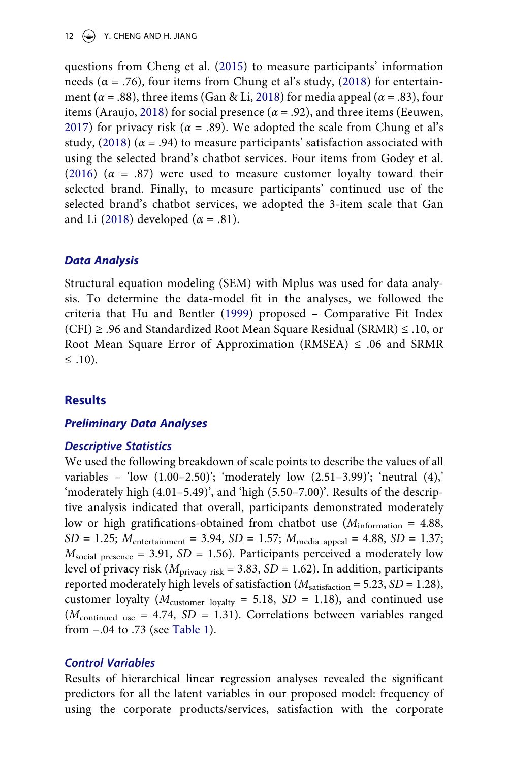questions from Cheng et al. (2015) to measure participants' information needs (α = .76), four items from Chung et al's study, (2018) for entertainment (*α* = .88), three items (Gan & Li, 2018) for media appeal (*α* = .83), four items (Araujo, 2018) for social presence (*α* = .92), and three items (Eeuwen, 2017) for privacy risk (*α* = .89). We adopted the scale from Chung et al's study, (2018) (*α* = .94) to measure participants' satisfaction associated with using the selected brand's chatbot services. Four items from Godey et al. (2016) (*α* = .87) were used to measure customer loyalty toward their selected brand. Finally, to measure participants' continued use of the selected brand's chatbot services, we adopted the 3-item scale that Gan and Li (2018) developed (*α* = .81).

### *Data Analysis*

Structural equation modeling (SEM) with Mplus was used for data analysis. To determine the data-model fit in the analyses, we followed the criteria that Hu and Bentler (1999) proposed – Comparative Fit Index (CFI) ≥ .96 and Standardized Root Mean Square Residual (SRMR) ≤ .10, or Root Mean Square Error of Approximation (RMSEA) ≤ .06 and SRMR ≤ .10).

## Results

### *Preliminary Data Analyses*

#### *Descriptive Statistics*

We used the following breakdown of scale points to describe the values of all variables – 'low (1.00–2.50)'; 'moderately low (2.51–3.99)'; 'neutral (4),' 'moderately high (4.01–5.49)', and 'high (5.50–7.00)'. Results of the descriptive analysis indicated that overall, participants demonstrated moderately low or high gratifications-obtained from chatbot use ($M_{\text{information}} = 4.88$, $SD = 1.25$; $M_{\text{entertainment}} = 3.94$, $SD = 1.57$; $M_{\text{media appeal}} = 4.88$, $SD = 1.37$; $M_{\text{social presence}} = 3.91$, $SD = 1.56$). Participants perceived a moderately low level of privacy risk ($M_{\text{privacy risk}} = 3.83$, $SD = 1.62$). In addition, participants reported moderately high levels of satisfaction ($M_{\text{satisfaction}} = 5.23$, $SD = 1.28$), customer loyalty ($M_{\text{customer loyalty}} = 5.18$, $SD = 1.18$), and continued use ($M_{\text{continued use}} = 4.74$, $SD = 1.31$). Correlations between variables ranged from −.04 to .73 (see Table 1).

#### *Control Variables*

Results of hierarchical linear regression analyses revealed the significant predictors for all the latent variables in our proposed model: frequency of using the corporate products/services, satisfaction with the corporate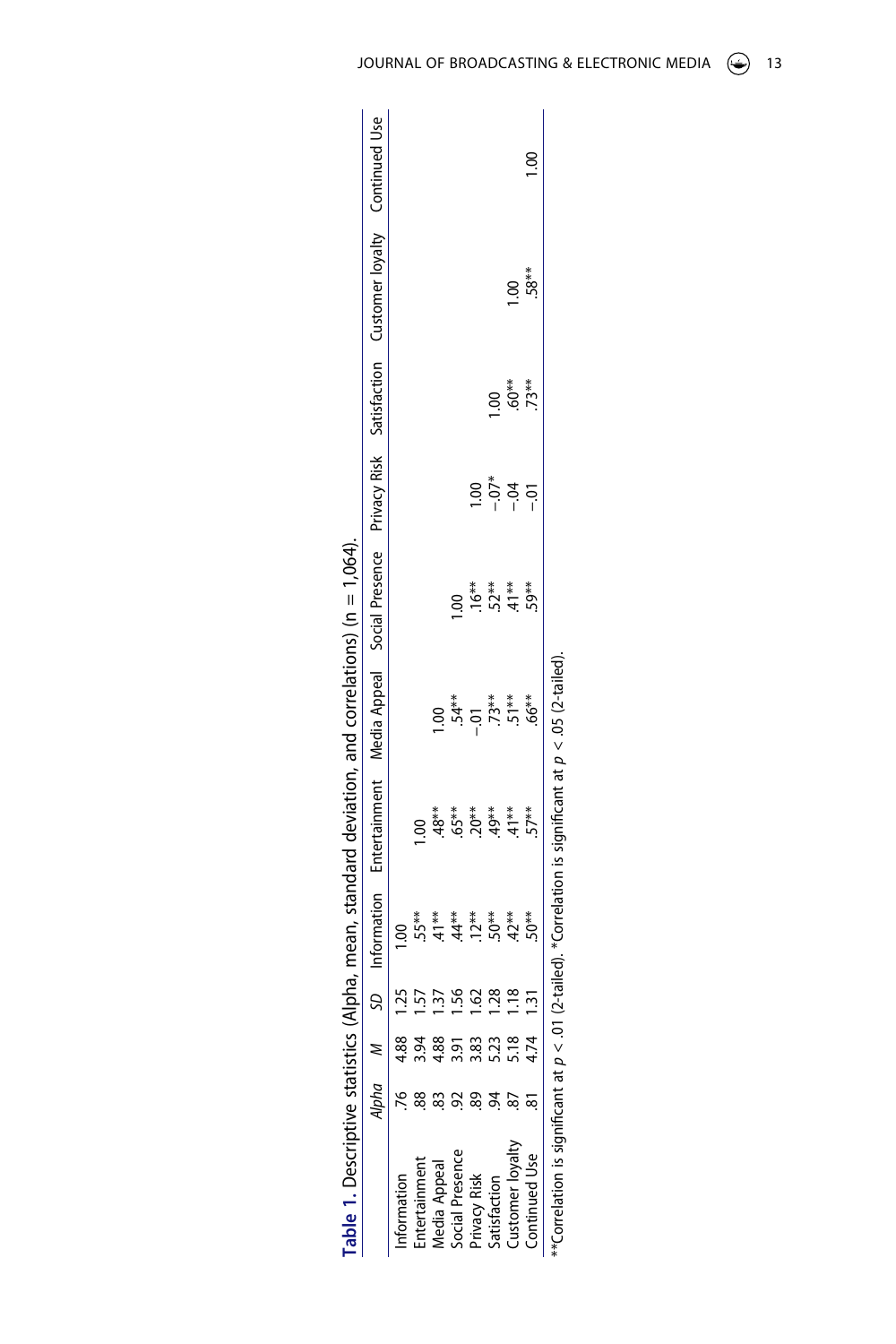**Table 1.** Descriptive statistics (Alpha, mean, standard deviation, and correlations) (n = 1,064).

| | *Alpha* | *M* | *SD* | Information | Entertainment | Media Appeal | Social Presence | Privacy Risk | Satisfaction | Customer loyalty | Continued Use |
|---|---|---|---|---|---|---|---|---|---|---|---|
| Information | .76 | 4.88 | 1.25 | 1.00 | | | | | | | |
| Entertainment | .88 | 3.94 | 1.57 | .55** | 1.00 | | | | | | |
| Media Appeal | .83 | 4.88 | 1.37 | .41** | .48** | 1.00 | | | | | |
| Social Presence | .92 | 3.91 | 1.56 | .44** | .65** | .54** | 1.00 | | | | |
| Privacy Risk | .89 | 3.83 | 1.62 | .12** | .20** | −.01 | .16** | 1.00 | | | |
| Satisfaction | .94 | 5.23 | 1.28 | .50** | .49** | .73** | .52** | −.07* | 1.00 | | |
| Customer loyalty | .87 | 5.18 | 1.18 | .42** | .41** | .51** | .41** | −.04 | .60** | 1.00 | |
| Continued Use | .81 | 4.74 | 1.31 | .50** | .57** | .66** | .59** | −.01 | .73** | .58** | 1.00 |

**Correlation is significant at $p < .01$ (2-tailed). *Correlation is significant at $p < .05$ (2-tailed).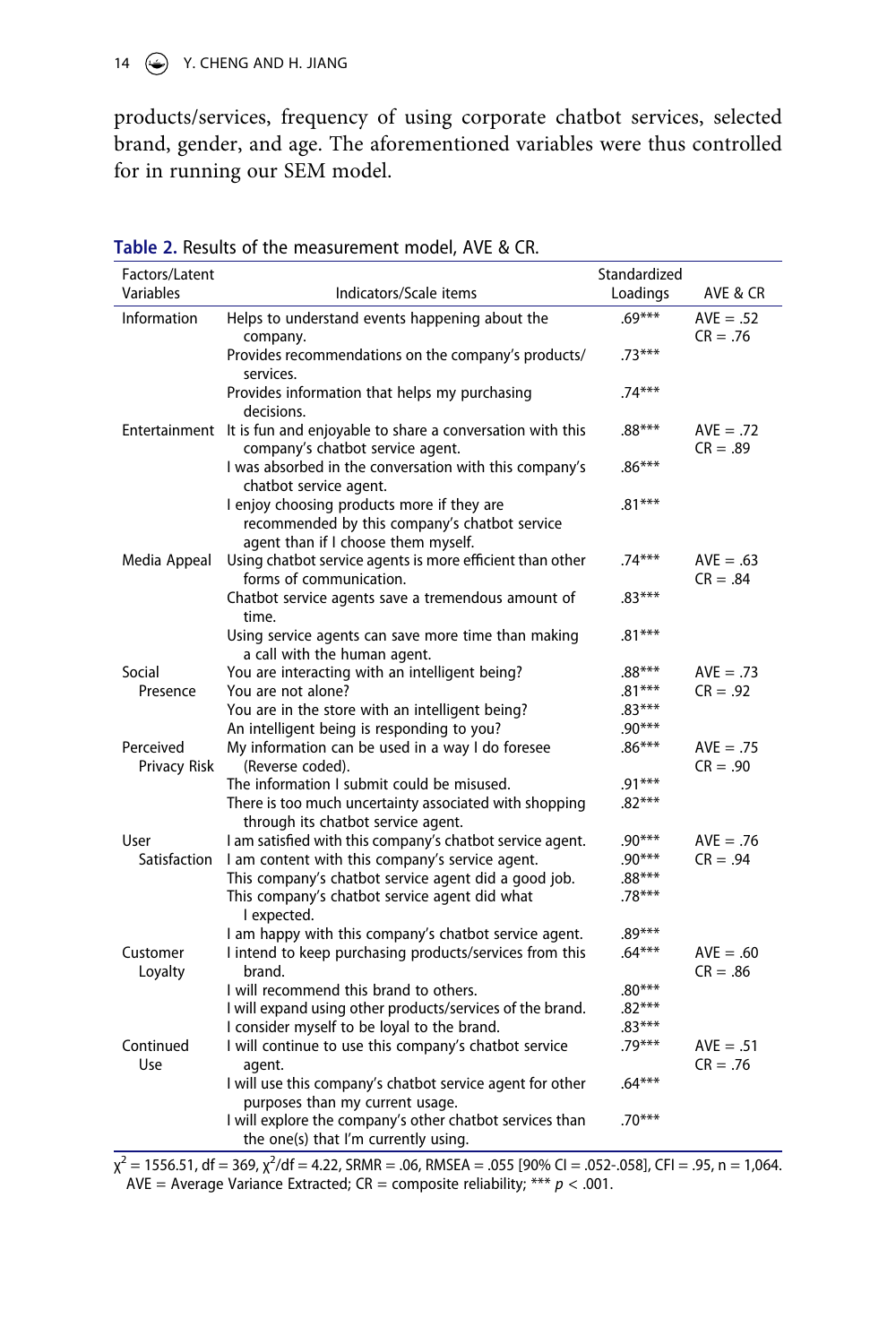products/services, frequency of using corporate chatbot services, selected brand, gender, and age. The aforementioned variables were thus controlled for in running our SEM model.

**Table 2.** Results of the measurement model, AVE & CR.

| Factors/Latent Variables | Indicators/Scale items | Standardized Loadings | AVE & CR |
|---|---|---|---|
| Information | Helps to understand events happening about the company. | .69*** | AVE = .52 CR = .76 |
| | Provides recommendations on the company's products/ services. | .73*** | |
| | Provides information that helps my purchasing decisions. | .74*** | |
| Entertainment | It is fun and enjoyable to share a conversation with this company's chatbot service agent. | .88*** | AVE = .72 CR = .89 |
| | I was absorbed in the conversation with this company's chatbot service agent. | .86*** | |
| | I enjoy choosing products more if they are recommended by this company's chatbot service agent than if I choose them myself. | .81*** | |
| Media Appeal | Using chatbot service agents is more efficient than other forms of communication. | .74*** | AVE = .63 CR = .84 |
| | Chatbot service agents save a tremendous amount of time. | .83*** | |
| | Using service agents can save more time than making a call with the human agent. | .81*** | |
| Social Presence | You are interacting with an intelligent being? | .88*** | AVE = .73 CR = .92 |
| | You are not alone? | .81*** | |
| | You are in the store with an intelligent being? | .83*** | |
| | An intelligent being is responding to you? | .90*** | |
| Perceived Privacy Risk | My information can be used in a way I do foresee (Reverse coded). | .86*** | AVE = .75 CR = .90 |
| | The information I submit could be misused. | .91*** | |
| | There is too much uncertainty associated with shopping through its chatbot service agent. | .82*** | |
| User Satisfaction | I am satisfied with this company's chatbot service agent. | .90*** | AVE = .76 CR = .94 |
| | I am content with this company's service agent. | .90*** | |
| | This company's chatbot service agent did a good job. | .88*** | |
| | This company's chatbot service agent did what I expected. | .78*** | |
| | I am happy with this company's chatbot service agent. | .89*** | |
| Customer Loyalty | I intend to keep purchasing products/services from this brand. | .64*** | AVE = .60 CR = .86 |
| | I will recommend this brand to others. | .80*** | |
| | I will expand using other products/services of the brand. | .82*** | |
| | I consider myself to be loyal to the brand. | .83*** | |
| Continued Use | I will continue to use this company's chatbot service agent. | .79*** | AVE = .51 CR = .76 |
| | I will use this company's chatbot service agent for other purposes than my current usage. | .64*** | |
| | I will explore the company's other chatbot services than the one(s) that I'm currently using. | .70*** | |

$\chi^2$ = 1556.51, df = 369, $\chi^2$/df = 4.22, SRMR = .06, RMSEA = .055 [90% CI = .052-.058], CFI = .95, n = 1,064. AVE = Average Variance Extracted; CR = composite reliability; *** $p < .001$.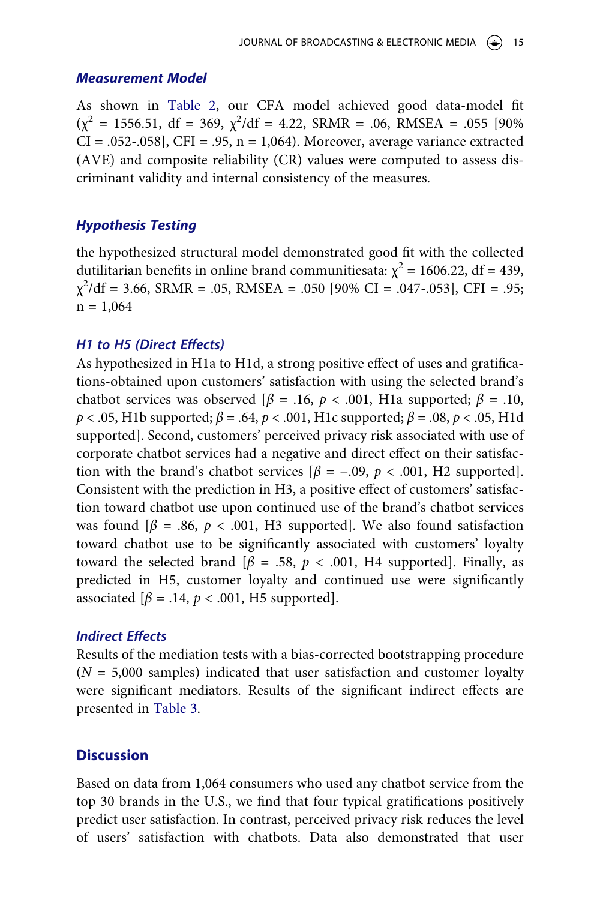### *Measurement Model*

As shown in Table 2, our CFA model achieved good data-model fit ($\chi^2$ = 1556.51, df = 369, $\chi^2$/df = 4.22, SRMR = .06, RMSEA = .055 [90% CI = .052-.058], CFI = .95, n = 1,064). Moreover, average variance extracted (AVE) and composite reliability (CR) values were computed to assess discriminant validity and internal consistency of the measures.

### *Hypothesis Testing*

the hypothesized structural model demonstrated good fit with the collected dutilitarian benefits in online brand communitiesata: $\chi^2$ = 1606.22, df = 439, $\chi^2$/df = 3.66, SRMR = .05, RMSEA = .050 [90% CI = .047-.053], CFI = .95; n = 1,064

### *H1 to H5 (Direct Effects)*

As hypothesized in H1a to H1d, a strong positive effect of uses and gratifications-obtained upon customers' satisfaction with using the selected brand's chatbot services was observed [$\beta$ = .16, $p$ < .001, H1a supported; $\beta$ = .10, $p$ < .05, H1b supported; $\beta$ = .64, $p$ < .001, H1c supported; $\beta$ = .08, $p$ < .05, H1d supported]. Second, customers' perceived privacy risk associated with use of corporate chatbot services had a negative and direct effect on their satisfaction with the brand's chatbot services [$\beta$ = −.09, $p$ < .001, H2 supported]. Consistent with the prediction in H3, a positive effect of customers' satisfaction toward chatbot use upon continued use of the brand's chatbot services was found [$\beta$ = .86, $p$ < .001, H3 supported]. We also found satisfaction toward chatbot use to be significantly associated with customers' loyalty toward the selected brand [$\beta$ = .58, $p$ < .001, H4 supported]. Finally, as predicted in H5, customer loyalty and continued use were significantly associated [$\beta$ = .14, $p$ < .001, H5 supported].

### *Indirect Effects*

Results of the mediation tests with a bias-corrected bootstrapping procedure ($N$ = 5,000 samples) indicated that user satisfaction and customer loyalty were significant mediators. Results of the significant indirect effects are presented in Table 3.

## Discussion

Based on data from 1,064 consumers who used any chatbot service from the top 30 brands in the U.S., we find that four typical gratifications positively predict user satisfaction. In contrast, perceived privacy risk reduces the level of users' satisfaction with chatbots. Data also demonstrated that user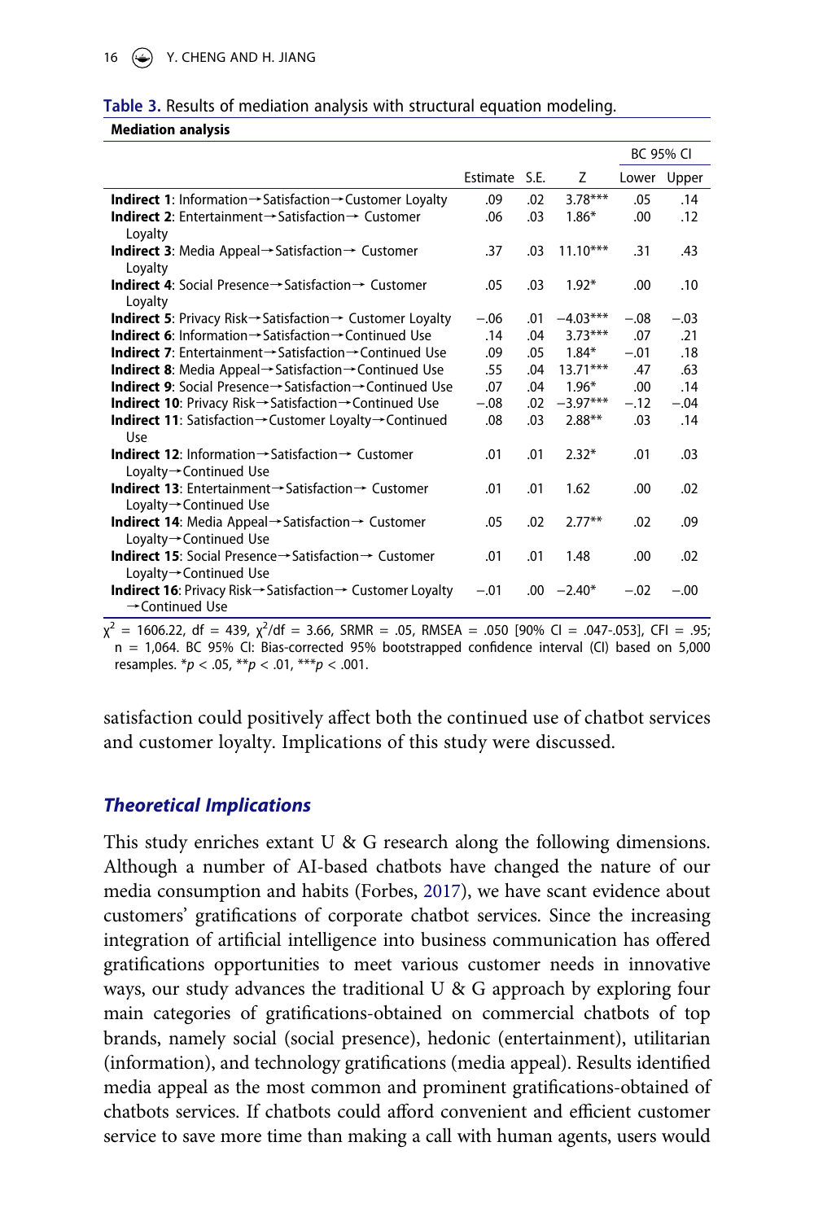**Table 3.** Results of mediation analysis with structural equation modeling.

| Mediation analysis | Estimate | S.E. | Z | BC 95% CI Lower | BC 95% CI Upper |
|---|---|---|---|---|---|
| **Indirect 1**: Information→Satisfaction→Customer Loyalty | .09 | .02 | 3.78*** | .05 | .14 |
| **Indirect 2**: Entertainment→Satisfaction→ Customer Loyalty | .06 | .03 | 1.86* | .00 | .12 |
| **Indirect 3**: Media Appeal→Satisfaction→ Customer Loyalty | .37 | .03 | 11.10*** | .31 | .43 |
| **Indirect 4**: Social Presence→Satisfaction→ Customer Loyalty | .05 | .03 | 1.92* | .00 | .10 |
| **Indirect 5**: Privacy Risk→Satisfaction→ Customer Loyalty | −.06 | .01 | −4.03*** | −.08 | −.03 |
| **Indirect 6**: Information→Satisfaction→Continued Use | .14 | .04 | 3.73*** | .07 | .21 |
| **Indirect 7**: Entertainment→Satisfaction→Continued Use | .09 | .05 | 1.84* | −.01 | .18 |
| **Indirect 8**: Media Appeal→Satisfaction→Continued Use | .55 | .04 | 13.71*** | .47 | .63 |
| **Indirect 9**: Social Presence→Satisfaction→Continued Use | .07 | .04 | 1.96* | .00 | .14 |
| **Indirect 10**: Privacy Risk→Satisfaction→Continued Use | −.08 | .02 | −3.97*** | −.12 | −.04 |
| **Indirect 11**: Satisfaction→Customer Loyalty→Continued Use | .08 | .03 | 2.88** | .03 | .14 |
| **Indirect 12**: Information→Satisfaction→ Customer Loyalty→Continued Use | .01 | .01 | 2.32* | .01 | .03 |
| **Indirect 13**: Entertainment→Satisfaction→ Customer Loyalty→Continued Use | .01 | .01 | 1.62 | .00 | .02 |
| **Indirect 14**: Media Appeal→Satisfaction→ Customer Loyalty→Continued Use | .05 | .02 | 2.77** | .02 | .09 |
| **Indirect 15**: Social Presence→Satisfaction→ Customer Loyalty→Continued Use | .01 | .01 | 1.48 | .00 | .02 |
| **Indirect 16**: Privacy Risk→Satisfaction→ Customer Loyalty →Continued Use | −.01 | .00 | −2.40* | −.02 | −.00 |

$\chi^2$ = 1606.22, df = 439, $\chi^2$/df = 3.66, SRMR = .05, RMSEA = .050 [90% CI = .047-.053], CFI = .95; n = 1,064. BC 95% CI: Bias-corrected 95% bootstrapped confidence interval (CI) based on 5,000 resamples. *$p$ < .05, **$p$ < .01, ***$p$ < .001.

satisfaction could positively affect both the continued use of chatbot services and customer loyalty. Implications of this study were discussed.

### *Theoretical Implications*

This study enriches extant U & G research along the following dimensions. Although a number of AI-based chatbots have changed the nature of our media consumption and habits (Forbes, 2017), we have scant evidence about customers' gratifications of corporate chatbot services. Since the increasing integration of artificial intelligence into business communication has offered gratifications opportunities to meet various customer needs in innovative ways, our study advances the traditional U & G approach by exploring four main categories of gratifications-obtained on commercial chatbots of top brands, namely social (social presence), hedonic (entertainment), utilitarian (information), and technology gratifications (media appeal). Results identified media appeal as the most common and prominent gratifications-obtained of chatbots services. If chatbots could afford convenient and efficient customer service to save more time than making a call with human agents, users would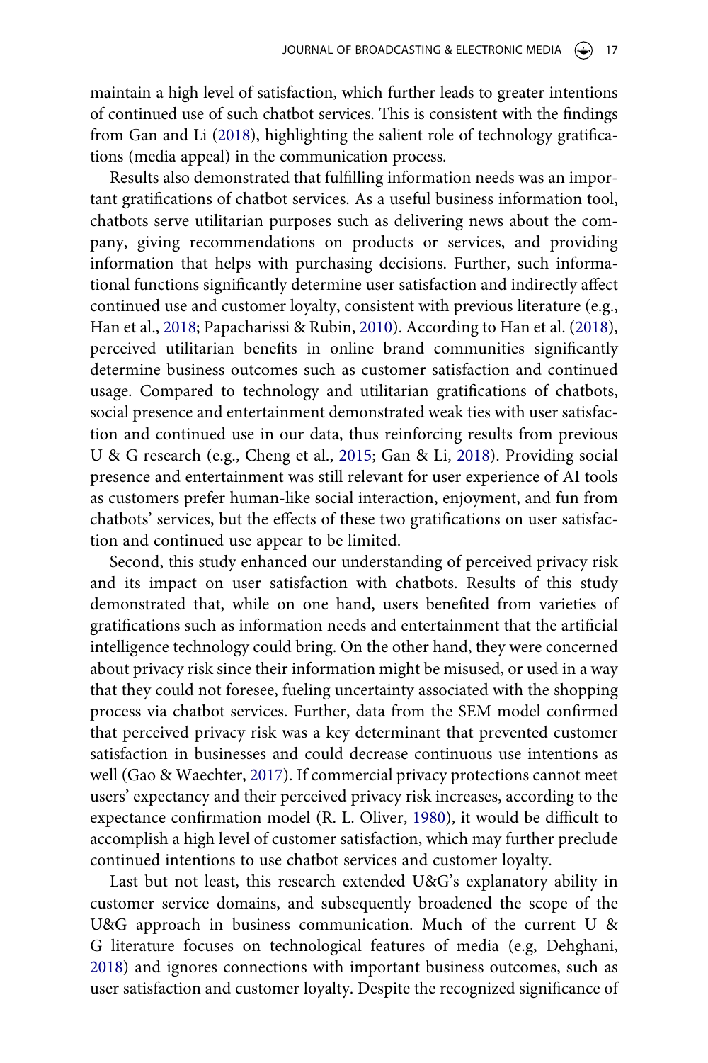maintain a high level of satisfaction, which further leads to greater intentions of continued use of such chatbot services. This is consistent with the findings from Gan and Li (2018), highlighting the salient role of technology gratifications (media appeal) in the communication process.

Results also demonstrated that fulfilling information needs was an important gratifications of chatbot services. As a useful business information tool, chatbots serve utilitarian purposes such as delivering news about the company, giving recommendations on products or services, and providing information that helps with purchasing decisions. Further, such informational functions significantly determine user satisfaction and indirectly affect continued use and customer loyalty, consistent with previous literature (e.g., Han et al., 2018; Papacharissi & Rubin, 2010). According to Han et al. (2018), perceived utilitarian benefits in online brand communities significantly determine business outcomes such as customer satisfaction and continued usage. Compared to technology and utilitarian gratifications of chatbots, social presence and entertainment demonstrated weak ties with user satisfaction and continued use in our data, thus reinforcing results from previous U & G research (e.g., Cheng et al., 2015; Gan & Li, 2018). Providing social presence and entertainment was still relevant for user experience of AI tools as customers prefer human-like social interaction, enjoyment, and fun from chatbots' services, but the effects of these two gratifications on user satisfaction and continued use appear to be limited.

Second, this study enhanced our understanding of perceived privacy risk and its impact on user satisfaction with chatbots. Results of this study demonstrated that, while on one hand, users benefited from varieties of gratifications such as information needs and entertainment that the artificial intelligence technology could bring. On the other hand, they were concerned about privacy risk since their information might be misused, or used in a way that they could not foresee, fueling uncertainty associated with the shopping process via chatbot services. Further, data from the SEM model confirmed that perceived privacy risk was a key determinant that prevented customer satisfaction in businesses and could decrease continuous use intentions as well (Gao & Waechter, 2017). If commercial privacy protections cannot meet users' expectancy and their perceived privacy risk increases, according to the expectance confirmation model (R. L. Oliver, 1980), it would be difficult to accomplish a high level of customer satisfaction, which may further preclude continued intentions to use chatbot services and customer loyalty.

Last but not least, this research extended U&G's explanatory ability in customer service domains, and subsequently broadened the scope of the U&G approach in business communication. Much of the current U & G literature focuses on technological features of media (e.g, Dehghani, 2018) and ignores connections with important business outcomes, such as user satisfaction and customer loyalty. Despite the recognized significance of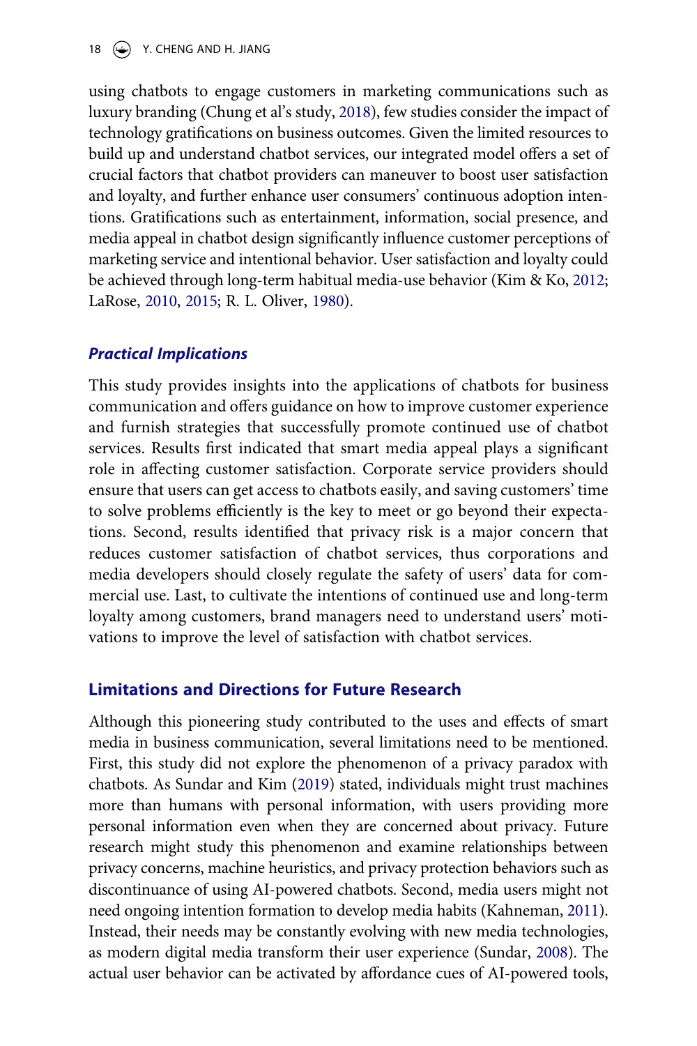using chatbots to engage customers in marketing communications such as luxury branding (Chung et al's study, 2018), few studies consider the impact of technology gratifications on business outcomes. Given the limited resources to build up and understand chatbot services, our integrated model offers a set of crucial factors that chatbot providers can maneuver to boost user satisfaction and loyalty, and further enhance user consumers' continuous adoption intentions. Gratifications such as entertainment, information, social presence, and media appeal in chatbot design significantly influence customer perceptions of marketing service and intentional behavior. User satisfaction and loyalty could be achieved through long-term habitual media-use behavior (Kim & Ko, 2012; LaRose, 2010, 2015; R. L. Oliver, 1980).

### *Practical Implications*

This study provides insights into the applications of chatbots for business communication and offers guidance on how to improve customer experience and furnish strategies that successfully promote continued use of chatbot services. Results first indicated that smart media appeal plays a significant role in affecting customer satisfaction. Corporate service providers should ensure that users can get access to chatbots easily, and saving customers' time to solve problems efficiently is the key to meet or go beyond their expectations. Second, results identified that privacy risk is a major concern that reduces customer satisfaction of chatbot services, thus corporations and media developers should closely regulate the safety of users' data for commercial use. Last, to cultivate the intentions of continued use and long-term loyalty among customers, brand managers need to understand users' motivations to improve the level of satisfaction with chatbot services.

## Limitations and Directions for Future Research

Although this pioneering study contributed to the uses and effects of smart media in business communication, several limitations need to be mentioned. First, this study did not explore the phenomenon of a privacy paradox with chatbots. As Sundar and Kim (2019) stated, individuals might trust machines more than humans with personal information, with users providing more personal information even when they are concerned about privacy. Future research might study this phenomenon and examine relationships between privacy concerns, machine heuristics, and privacy protection behaviors such as discontinuance of using AI-powered chatbots. Second, media users might not need ongoing intention formation to develop media habits (Kahneman, 2011). Instead, their needs may be constantly evolving with new media technologies, as modern digital media transform their user experience (Sundar, 2008). The actual user behavior can be activated by affordance cues of AI-powered tools,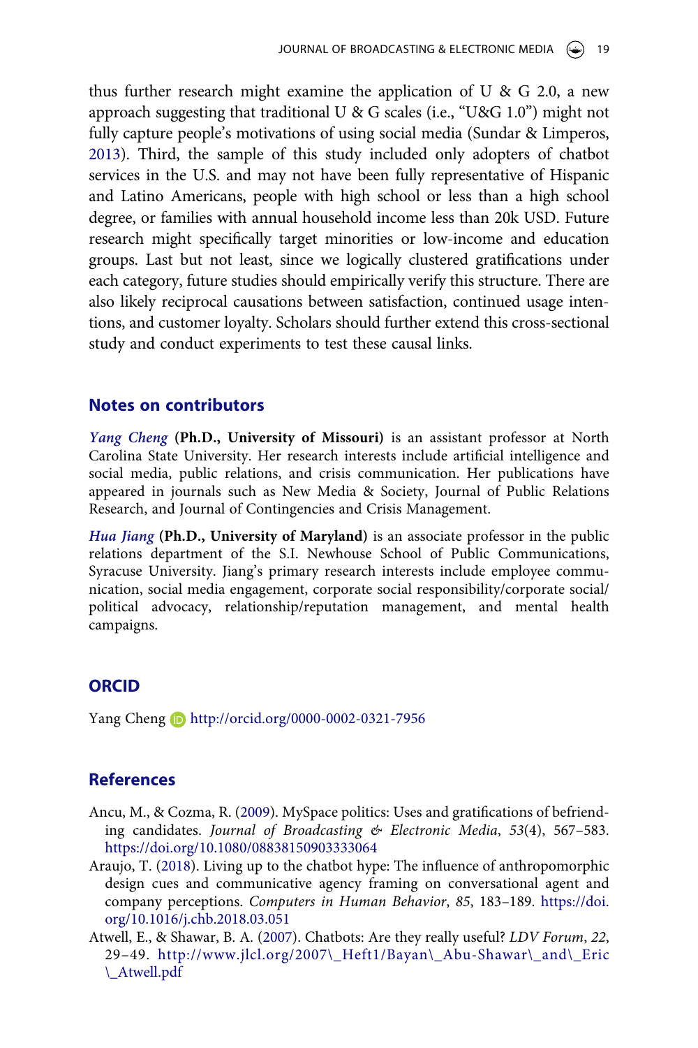thus further research might examine the application of U & G 2.0, a new approach suggesting that traditional U & G scales (i.e., "U&G 1.0") might not fully capture people's motivations of using social media (Sundar & Limperos, 2013). Third, the sample of this study included only adopters of chatbot services in the U.S. and may not have been fully representative of Hispanic and Latino Americans, people with high school or less than a high school degree, or families with annual household income less than 20k USD. Future research might specifically target minorities or low-income and education groups. Last but not least, since we logically clustered gratifications under each category, future studies should empirically verify this structure. There are also likely reciprocal causations between satisfaction, continued usage intentions, and customer loyalty. Scholars should further extend this cross-sectional study and conduct experiments to test these causal links.

## Notes on contributors

***Yang Cheng*** **(Ph.D., University of Missouri)** is an assistant professor at North Carolina State University. Her research interests include artificial intelligence and social media, public relations, and crisis communication. Her publications have appeared in journals such as New Media & Society, Journal of Public Relations Research, and Journal of Contingencies and Crisis Management.

***Hua Jiang*** **(Ph.D., University of Maryland)** is an associate professor in the public relations department of the S.I. Newhouse School of Public Communications, Syracuse University. Jiang's primary research interests include employee communication, social media engagement, corporate social responsibility/corporate social/political advocacy, relationship/reputation management, and mental health campaigns.

## ORCID

Yang Cheng http://orcid.org/0000-0002-0321-7956

## References

Ancu, M., & Cozma, R. (2009). MySpace politics: Uses and gratifications of befriending candidates. *Journal of Broadcasting & Electronic Media*, *53*(4), 567–583. https://doi.org/10.1080/08838150903333064

Araujo, T. (2018). Living up to the chatbot hype: The influence of anthropomorphic design cues and communicative agency framing on conversational agent and company perceptions. *Computers in Human Behavior*, *85*, 183–189. https://doi.org/10.1016/j.chb.2018.03.051

Atwell, E., & Shawar, B. A. (2007). Chatbots: Are they really useful? *LDV Forum*, *22*, 29–49. http://www.jlcl.org/2007\_Heft1/Bayan\_Abu-Shawar\_and\_Eric\_Atwell.pdf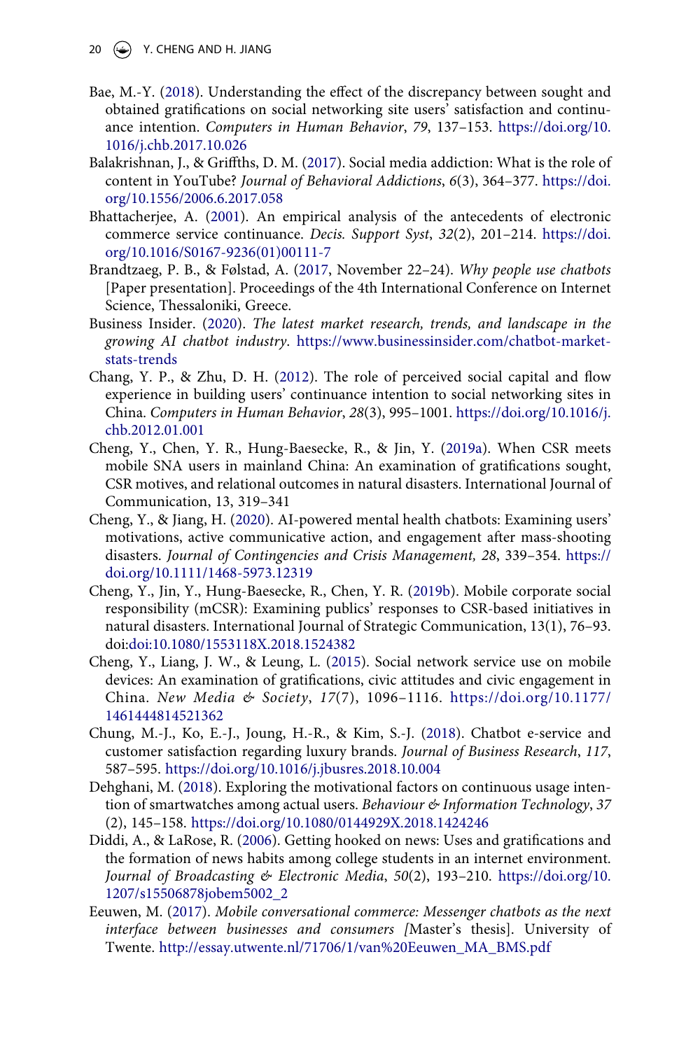Bae, M.-Y. (2018). Understanding the effect of the discrepancy between sought and obtained gratifications on social networking site users' satisfaction and continuance intention. *Computers in Human Behavior*, *79*, 137–153. https://doi.org/10.1016/j.chb.2017.10.026

Balakrishnan, J., & Griffths, D. M. (2017). Social media addiction: What is the role of content in YouTube? *Journal of Behavioral Addictions*, *6*(3), 364–377. https://doi.org/10.1556/2006.6.2017.058

Bhattacherjee, A. (2001). An empirical analysis of the antecedents of electronic commerce service continuance. *Decis. Support Syst*, *32*(2), 201–214. https://doi.org/10.1016/S0167-9236(01)00111-7

Brandtzaeg, P. B., & Følstad, A. (2017, November 22–24). *Why people use chatbots* [Paper presentation]. Proceedings of the 4th International Conference on Internet Science, Thessaloniki, Greece.

Business Insider. (2020). *The latest market research, trends, and landscape in the growing AI chatbot industry*. https://www.businessinsider.com/chatbot-market-stats-trends

Chang, Y. P., & Zhu, D. H. (2012). The role of perceived social capital and flow experience in building users' continuance intention to social networking sites in China. *Computers in Human Behavior*, *28*(3), 995–1001. https://doi.org/10.1016/j.chb.2012.01.001

Cheng, Y., Chen, Y. R., Hung-Baesecke, R., & Jin, Y. (2019a). When CSR meets mobile SNA users in mainland China: An examination of gratifications sought, CSR motives, and relational outcomes in natural disasters. International Journal of Communication, 13, 319–341

Cheng, Y., & Jiang, H. (2020). AI-powered mental health chatbots: Examining users' motivations, active communicative action, and engagement after mass-shooting disasters. *Journal of Contingencies and Crisis Management, 28*, 339–354. https://doi.org/10.1111/1468-5973.12319

Cheng, Y., Jin, Y., Hung-Baesecke, R., Chen, Y. R. (2019b). Mobile corporate social responsibility (mCSR): Examining publics' responses to CSR-based initiatives in natural disasters. International Journal of Strategic Communication, 13(1), 76–93. doi:doi:10.1080/1553118X.2018.1524382

Cheng, Y., Liang, J. W., & Leung, L. (2015). Social network service use on mobile devices: An examination of gratifications, civic attitudes and civic engagement in China. *New Media & Society*, *17*(7), 1096–1116. https://doi.org/10.1177/1461444814521362

Chung, M.-J., Ko, E.-J., Joung, H.-R., & Kim, S.-J. (2018). Chatbot e-service and customer satisfaction regarding luxury brands. *Journal of Business Research*, *117*, 587–595. https://doi.org/10.1016/j.jbusres.2018.10.004

Dehghani, M. (2018). Exploring the motivational factors on continuous usage intention of smartwatches among actual users. *Behaviour & Information Technology*, *37* (2), 145–158. https://doi.org/10.1080/0144929X.2018.1424246

Diddi, A., & LaRose, R. (2006). Getting hooked on news: Uses and gratifications and the formation of news habits among college students in an internet environment. *Journal of Broadcasting & Electronic Media*, *50*(2), 193–210. https://doi.org/10.1207/s15506878jobem5002_2

Eeuwen, M. (2017). *Mobile conversational commerce: Messenger chatbots as the next interface between businesses and consumers* [Master's thesis]. University of Twente. http://essay.utwente.nl/71706/1/van%20Eeuwen_MA_BMS.pdf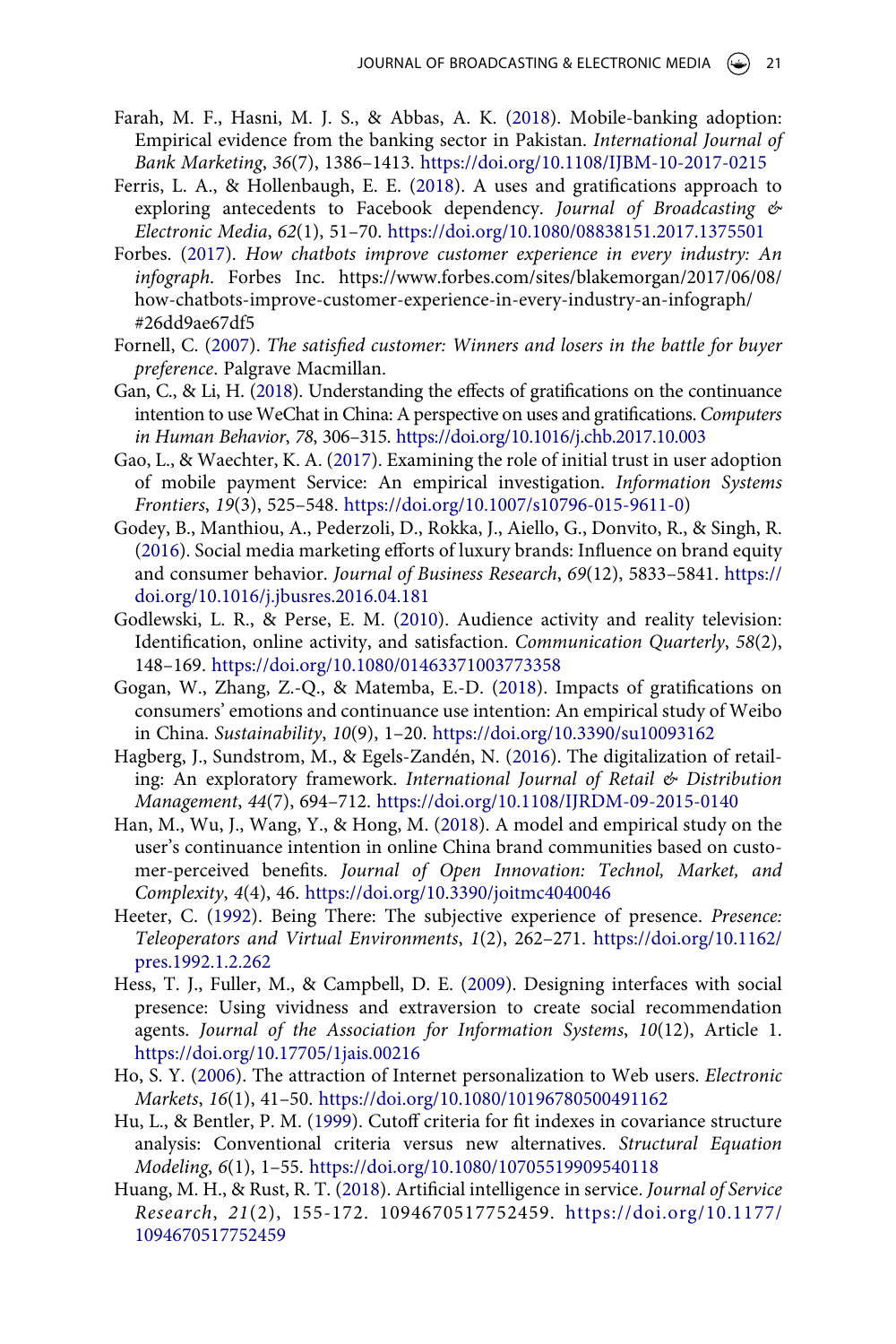Farah, M. F., Hasni, M. J. S., & Abbas, A. K. (2018). Mobile-banking adoption: Empirical evidence from the banking sector in Pakistan. *International Journal of Bank Marketing*, *36*(7), 1386–1413. https://doi.org/10.1108/IJBM-10-2017-0215

Ferris, L. A., & Hollenbaugh, E. E. (2018). A uses and gratifications approach to exploring antecedents to Facebook dependency. *Journal of Broadcasting & Electronic Media*, *62*(1), 51–70. https://doi.org/10.1080/08838151.2017.1375501

Forbes. (2017). *How chatbots improve customer experience in every industry: An infograph*. Forbes Inc. https://www.forbes.com/sites/blakemorgan/2017/06/08/how-chatbots-improve-customer-experience-in-every-industry-an-infograph/#26dd9ae67df5

Fornell, C. (2007). *The satisfied customer: Winners and losers in the battle for buyer preference*. Palgrave Macmillan.

Gan, C., & Li, H. (2018). Understanding the effects of gratifications on the continuance intention to use WeChat in China: A perspective on uses and gratifications. *Computers in Human Behavior*, *78*, 306–315. https://doi.org/10.1016/j.chb.2017.10.003

Gao, L., & Waechter, K. A. (2017). Examining the role of initial trust in user adoption of mobile payment Service: An empirical investigation. *Information Systems Frontiers*, *19*(3), 525–548. https://doi.org/10.1007/s10796-015-9611-0)

Godey, B., Manthiou, A., Pederzoli, D., Rokka, J., Aiello, G., Donvito, R., & Singh, R. (2016). Social media marketing efforts of luxury brands: Influence on brand equity and consumer behavior. *Journal of Business Research*, *69*(12), 5833–5841. https://doi.org/10.1016/j.jbusres.2016.04.181

Godlewski, L. R., & Perse, E. M. (2010). Audience activity and reality television: Identification, online activity, and satisfaction. *Communication Quarterly*, *58*(2), 148–169. https://doi.org/10.1080/01463371003773358

Gogan, W., Zhang, Z.-Q., & Matemba, E.-D. (2018). Impacts of gratifications on consumers' emotions and continuance use intention: An empirical study of Weibo in China. *Sustainability*, *10*(9), 1–20. https://doi.org/10.3390/su10093162

Hagberg, J., Sundstrom, M., & Egels-Zandén, N. (2016). The digitalization of retailing: An exploratory framework. *International Journal of Retail & Distribution Management*, *44*(7), 694–712. https://doi.org/10.1108/IJRDM-09-2015-0140

Han, M., Wu, J., Wang, Y., & Hong, M. (2018). A model and empirical study on the user's continuance intention in online China brand communities based on customer-perceived benefits. *Journal of Open Innovation: Technol, Market, and Complexity*, *4*(4), 46. https://doi.org/10.3390/joitmc4040046

Heeter, C. (1992). Being There: The subjective experience of presence. *Presence: Teleoperators and Virtual Environments*, *1*(2), 262–271. https://doi.org/10.1162/pres.1992.1.2.262

Hess, T. J., Fuller, M., & Campbell, D. E. (2009). Designing interfaces with social presence: Using vividness and extraversion to create social recommendation agents. *Journal of the Association for Information Systems*, *10*(12), Article 1. https://doi.org/10.17705/1jais.00216

Ho, S. Y. (2006). The attraction of Internet personalization to Web users. *Electronic Markets*, *16*(1), 41–50. https://doi.org/10.1080/10196780500491162

Hu, L., & Bentler, P. M. (1999). Cutoff criteria for fit indexes in covariance structure analysis: Conventional criteria versus new alternatives. *Structural Equation Modeling*, *6*(1), 1–55. https://doi.org/10.1080/10705519909540118

Huang, M. H., & Rust, R. T. (2018). Artificial intelligence in service. *Journal of Service Research*, *21*(2), 155-172. 1094670517752459. https://doi.org/10.1177/1094670517752459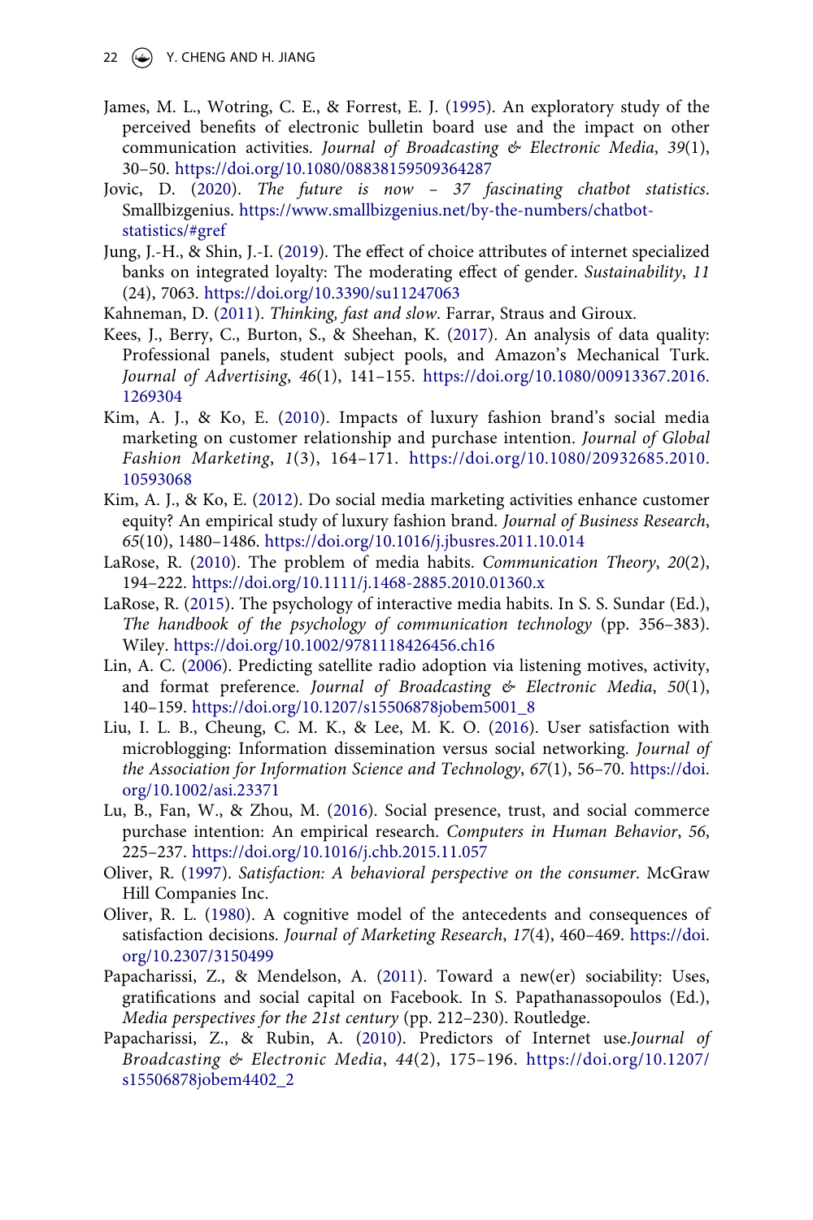James, M. L., Wotring, C. E., & Forrest, E. J. (1995). An exploratory study of the perceived benefits of electronic bulletin board use and the impact on other communication activities. *Journal of Broadcasting & Electronic Media*, *39*(1), 30–50. https://doi.org/10.1080/08838159509364287

Jovic, D. (2020). *The future is now – 37 fascinating chatbot statistics*. Smallbizgenius. https://www.smallbizgenius.net/by-the-numbers/chatbot-statistics/#gref

Jung, J.-H., & Shin, J.-I. (2019). The effect of choice attributes of internet specialized banks on integrated loyalty: The moderating effect of gender. *Sustainability*, *11* (24), 7063. https://doi.org/10.3390/su11247063

Kahneman, D. (2011). *Thinking, fast and slow*. Farrar, Straus and Giroux.

Kees, J., Berry, C., Burton, S., & Sheehan, K. (2017). An analysis of data quality: Professional panels, student subject pools, and Amazon's Mechanical Turk. *Journal of Advertising*, *46*(1), 141–155. https://doi.org/10.1080/00913367.2016.1269304

Kim, A. J., & Ko, E. (2010). Impacts of luxury fashion brand's social media marketing on customer relationship and purchase intention. *Journal of Global Fashion Marketing*, *1*(3), 164–171. https://doi.org/10.1080/20932685.2010.10593068

Kim, A. J., & Ko, E. (2012). Do social media marketing activities enhance customer equity? An empirical study of luxury fashion brand. *Journal of Business Research*, *65*(10), 1480–1486. https://doi.org/10.1016/j.jbusres.2011.10.014

LaRose, R. (2010). The problem of media habits. *Communication Theory*, *20*(2), 194–222. https://doi.org/10.1111/j.1468-2885.2010.01360.x

LaRose, R. (2015). The psychology of interactive media habits. In S. S. Sundar (Ed.), *The handbook of the psychology of communication technology* (pp. 356–383). Wiley. https://doi.org/10.1002/9781118426456.ch16

Lin, A. C. (2006). Predicting satellite radio adoption via listening motives, activity, and format preference. *Journal of Broadcasting & Electronic Media*, *50*(1), 140–159. https://doi.org/10.1207/s15506878jobem5001_8

Liu, I. L. B., Cheung, C. M. K., & Lee, M. K. O. (2016). User satisfaction with microblogging: Information dissemination versus social networking. *Journal of the Association for Information Science and Technology*, *67*(1), 56–70. https://doi.org/10.1002/asi.23371

Lu, B., Fan, W., & Zhou, M. (2016). Social presence, trust, and social commerce purchase intention: An empirical research. *Computers in Human Behavior*, *56*, 225–237. https://doi.org/10.1016/j.chb.2015.11.057

Oliver, R. (1997). *Satisfaction: A behavioral perspective on the consumer*. McGraw Hill Companies Inc.

Oliver, R. L. (1980). A cognitive model of the antecedents and consequences of satisfaction decisions. *Journal of Marketing Research*, *17*(4), 460–469. https://doi.org/10.2307/3150499

Papacharissi, Z., & Mendelson, A. (2011). Toward a new(er) sociability: Uses, gratifications and social capital on Facebook. In S. Papathanassopoulos (Ed.), *Media perspectives for the 21st century* (pp. 212–230). Routledge.

Papacharissi, Z., & Rubin, A. (2010). Predictors of Internet use.*Journal of Broadcasting & Electronic Media*, *44*(2), 175–196. https://doi.org/10.1207/s15506878jobem4402_2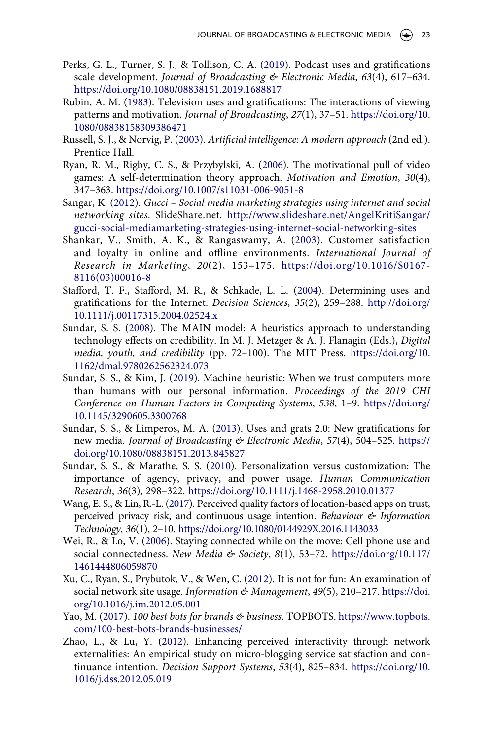Perks, G. L., Turner, S. J., & Tollison, C. A. (2019). Podcast uses and gratifications scale development. *Journal of Broadcasting & Electronic Media*, *63*(4), 617–634. https://doi.org/10.1080/08838151.2019.1688817

Rubin, A. M. (1983). Television uses and gratifications: The interactions of viewing patterns and motivation. *Journal of Broadcasting*, *27*(1), 37–51. https://doi.org/10.1080/08838158309386471

Russell, S. J., & Norvig, P. (2003). *Artificial intelligence: A modern approach* (2nd ed.). Prentice Hall.

Ryan, R. M., Rigby, C. S., & Przybylski, A. (2006). The motivational pull of video games: A self-determination theory approach. *Motivation and Emotion*, *30*(4), 347–363. https://doi.org/10.1007/s11031-006-9051-8

Sangar, K. (2012). *Gucci – Social media marketing strategies using internet and social networking sites*. SlideShare.net. http://www.slideshare.net/AngelKritiSangar/gucci-social-mediamarketing-strategies-using-internet-social-networking-sites

Shankar, V., Smith, A. K., & Rangaswamy, A. (2003). Customer satisfaction and loyalty in online and offline environments. *International Journal of Research in Marketing*, *20*(2), 153–175. https://doi.org/10.1016/S0167-8116(03)00016-8

Stafford, T. F., Stafford, M. R., & Schkade, L. L. (2004). Determining uses and gratifications for the Internet. *Decision Sciences*, *35*(2), 259–288. http://doi.org/10.1111/j.00117315.2004.02524.x

Sundar, S. S. (2008). The MAIN model: A heuristics approach to understanding technology effects on credibility. In M. J. Metzger & A. J. Flanagin (Eds.), *Digital media, youth, and credibility* (pp. 72–100). The MIT Press. https://doi.org/10.1162/dmal.9780262562324.073

Sundar, S. S., & Kim, J. (2019). Machine heuristic: When we trust computers more than humans with our personal information. *Proceedings of the 2019 CHI Conference on Human Factors in Computing Systems*, *538*, 1–9. https://doi.org/10.1145/3290605.3300768

Sundar, S. S., & Limperos, M. A. (2013). Uses and grats 2.0: New gratifications for new media. *Journal of Broadcasting & Electronic Media*, *57*(4), 504–525. https://doi.org/10.1080/08838151.2013.845827

Sundar, S. S., & Marathe, S. S. (2010). Personalization versus customization: The importance of agency, privacy, and power usage. *Human Communication Research*, *36*(3), 298–322. https://doi.org/10.1111/j.1468-2958.2010.01377

Wang, E. S., & Lin, R.-L. (2017). Perceived quality factors of location-based apps on trust, perceived privacy risk, and continuous usage intention. *Behaviour & Information Technology*, *36*(1), 2–10. https://doi.org/10.1080/0144929X.2016.1143033

Wei, R., & Lo, V. (2006). Staying connected while on the move: Cell phone use and social connectedness. *New Media & Society*, *8*(1), 53–72. https://doi.org/10.117/1461444806059870

Xu, C., Ryan, S., Prybutok, V., & Wen, C. (2012). It is not for fun: An examination of social network site usage. *Information & Management*, *49*(5), 210–217. https://doi.org/10.1016/j.im.2012.05.001

Yao, M. (2017). *100 best bots for brands & business*. TOPBOTS. https://www.topbots.com/100-best-bots-brands-businesses/

Zhao, L., & Lu, Y. (2012). Enhancing perceived interactivity through network externalities: An empirical study on micro-blogging service satisfaction and continuance intention. *Decision Support Systems*, *53*(4), 825–834. https://doi.org/10.1016/j.dss.2012.05.019